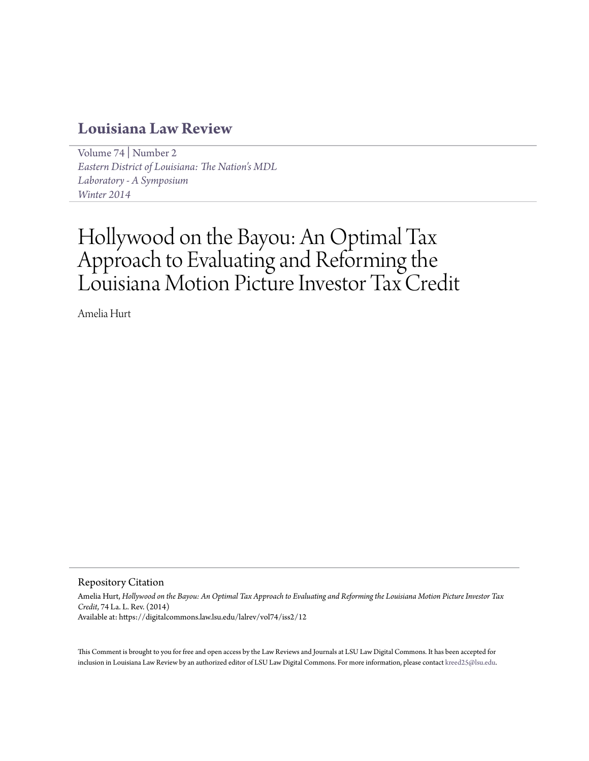# Louisiana Law Review

Volume 74 | Number 2
*Eastern District of Louisiana: The Nation's MDL Laboratory - A Symposium*
*Winter 2014*

# Hollywood on the Bayou: An Optimal Tax Approach to Evaluating and Reforming the Louisiana Motion Picture Investor Tax Credit

Amelia Hurt

## Repository Citation

Amelia Hurt, *Hollywood on the Bayou: An Optimal Tax Approach to Evaluating and Reforming the Louisiana Motion Picture Investor Tax Credit*, 74 La. L. Rev. (2014)
Available at: https://digitalcommons.law.lsu.edu/lalrev/vol74/iss2/12

This Comment is brought to you for free and open access by the Law Reviews and Journals at LSU Law Digital Commons. It has been accepted for inclusion in Louisiana Law Review by an authorized editor of LSU Law Digital Commons. For more information, please contact kreed25@lsu.edu.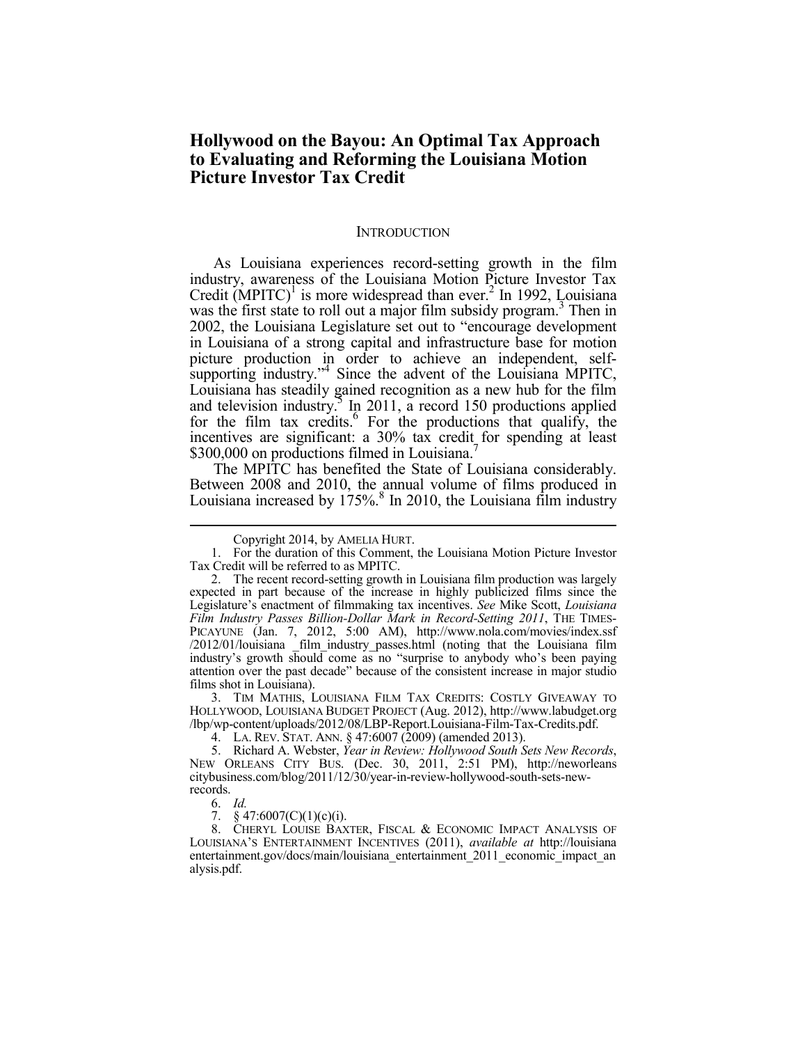# Hollywood on the Bayou: An Optimal Tax Approach to Evaluating and Reforming the Louisiana Motion Picture Investor Tax Credit

## INTRODUCTION

As Louisiana experiences record-setting growth in the film industry, awareness of the Louisiana Motion Picture Investor Tax Credit (MPITC)[1] is more widespread than ever.[2] In 1992, Louisiana was the first state to roll out a major film subsidy program.[3] Then in 2002, the Louisiana Legislature set out to "encourage development in Louisiana of a strong capital and infrastructure base for motion picture production in order to achieve an independent, self-supporting industry."[4] Since the advent of the Louisiana MPITC, Louisiana has steadily gained recognition as a new hub for the film and television industry.[5] In 2011, a record 150 productions applied for the film tax credits.[6] For the productions that qualify, the incentives are significant: a 30% tax credit for spending at least $300,000 on productions filmed in Louisiana.[7]

The MPITC has benefited the State of Louisiana considerably. Between 2008 and 2010, the annual volume of films produced in Louisiana increased by 175%.[8] In 2010, the Louisiana film industry

---

Copyright 2014, by AMELIA HURT.

1. For the duration of this Comment, the Louisiana Motion Picture Investor Tax Credit will be referred to as MPITC.

2. The recent record-setting growth in Louisiana film production was largely expected in part because of the increase in highly publicized films since the Legislature's enactment of filmmaking tax incentives. *See* Mike Scott, *Louisiana Film Industry Passes Billion-Dollar Mark in Record-Setting 2011*, THE TIMES-PICAYUNE (Jan. 7, 2012, 5:00 AM), http://www.nola.com/movies/index.ssf/2012/01/louisiana _film_industry_passes.html (noting that the Louisiana film industry's growth should come as no "surprise to anybody who's been paying attention over the past decade" because of the consistent increase in major studio films shot in Louisiana).

3. TIM MATHIS, LOUISIANA FILM TAX CREDITS: COSTLY GIVEAWAY TO HOLLYWOOD, LOUISIANA BUDGET PROJECT (Aug. 2012), http://www.labudget.org/lbp/wp-content/uploads/2012/08/LBP-Report.Louisiana-Film-Tax-Credits.pdf.

4. LA. REV. STAT. ANN. § 47:6007 (2009) (amended 2013).

5. Richard A. Webster, *Year in Review: Hollywood South Sets New Records*, NEW ORLEANS CITY BUS. (Dec. 30, 2011, 2:51 PM), http://neworleanscitybusiness.com/blog/2011/12/30/year-in-review-hollywood-south-sets-new-records.

6. *Id.*

7. § 47:6007(C)(1)(c)(i).

8. CHERYL LOUISE BAXTER, FISCAL & ECONOMIC IMPACT ANALYSIS OF LOUISIANA'S ENTERTAINMENT INCENTIVES (2011), *available at* http://louisianaentertainment.gov/docs/main/louisiana_entertainment_2011_economic_impact_analysis.pdf.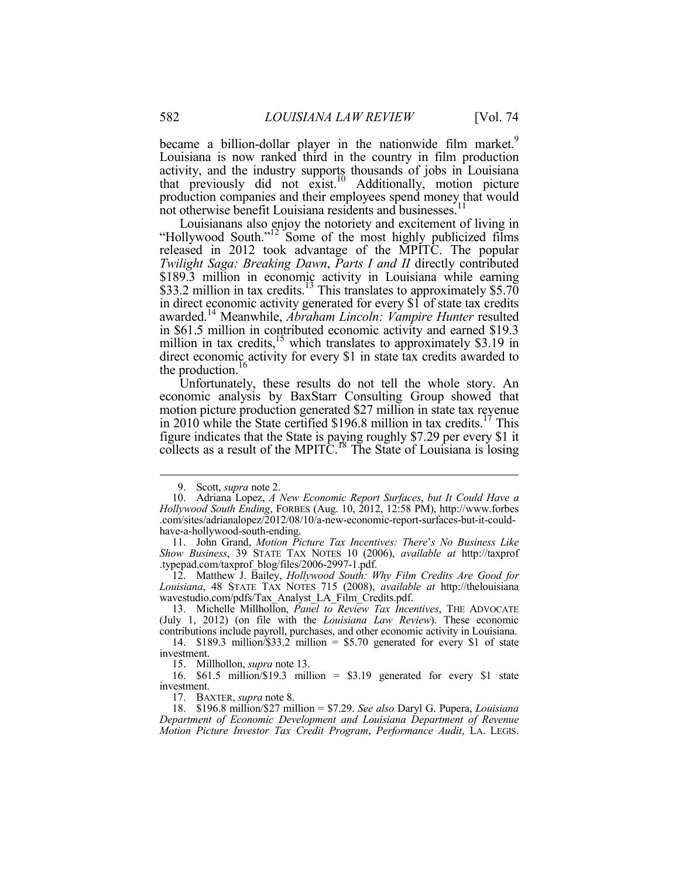became a billion-dollar player in the nationwide film market.[9] Louisiana is now ranked third in the country in film production activity, and the industry supports thousands of jobs in Louisiana that previously did not exist.[10] Additionally, motion picture production companies and their employees spend money that would not otherwise benefit Louisiana residents and businesses.[11]

Louisianans also enjoy the notoriety and excitement of living in "Hollywood South."[12] Some of the most highly publicized films released in 2012 took advantage of the MPITC. The popular *Twilight Saga: Breaking Dawn*, *Parts I and II* directly contributed $189.3 million in economic activity in Louisiana while earning $33.2 million in tax credits.[13] This translates to approximately $5.70 in direct economic activity generated for every $1 of state tax credits awarded.[14] Meanwhile, *Abraham Lincoln: Vampire Hunter* resulted in $61.5 million in contributed economic activity and earned $19.3 million in tax credits,[15] which translates to approximately $3.19 in direct economic activity for every $1 in state tax credits awarded to the production.[16]

Unfortunately, these results do not tell the whole story. An economic analysis by BaxStarr Consulting Group showed that motion picture production generated $27 million in state tax revenue in 2010 while the State certified $196.8 million in tax credits.[17] This figure indicates that the State is paying roughly $7.29 per every $1 it collects as a result of the MPITC.[18] The State of Louisiana is losing

---

9. Scott, *supra* note 2.

10. Adriana Lopez, *A New Economic Report Surfaces*, *but It Could Have a Hollywood South Ending*, FORBES (Aug. 10, 2012, 12:58 PM), http://www.forbes.com/sites/adrianalopez/2012/08/10/a-new-economic-report-surfaces-but-it-could-have-a-hollywood-south-ending.

11. John Grand, *Motion Picture Tax Incentives: There's No Business Like Show Business*, 39 STATE TAX NOTES 10 (2006), *available at* http://taxprof.typepad.com/taxprof_blog/files/2006-2997-1.pdf.

12. Matthew J. Bailey, *Hollywood South: Why Film Credits Are Good for Louisiana*, 48 STATE TAX NOTES 715 (2008), *available at* http://thelouisianawavestudio.com/pdfs/Tax_Analyst_LA_Film_Credits.pdf.

13. Michelle Millhollon, *Panel to Review Tax Incentives*, THE ADVOCATE (July 1, 2012) (on file with the *Louisiana Law Review*). These economic contributions include payroll, purchases, and other economic activity in Louisiana.

14. $189.3 million/$33.2 million = $5.70 generated for every $1 of state investment.

15. Millhollon, *supra* note 13.

16. $61.5 million/$19.3 million = $3.19 generated for every $1 state investment.

17. BAXTER, *supra* note 8.

18. $196.8 million/$27 million = $7.29. *See also* Daryl G. Pupera, *Louisiana Department of Economic Development and Louisiana Department of Revenue Motion Picture Investor Tax Credit Program*, *Performance Audit*, LA. LEGIS.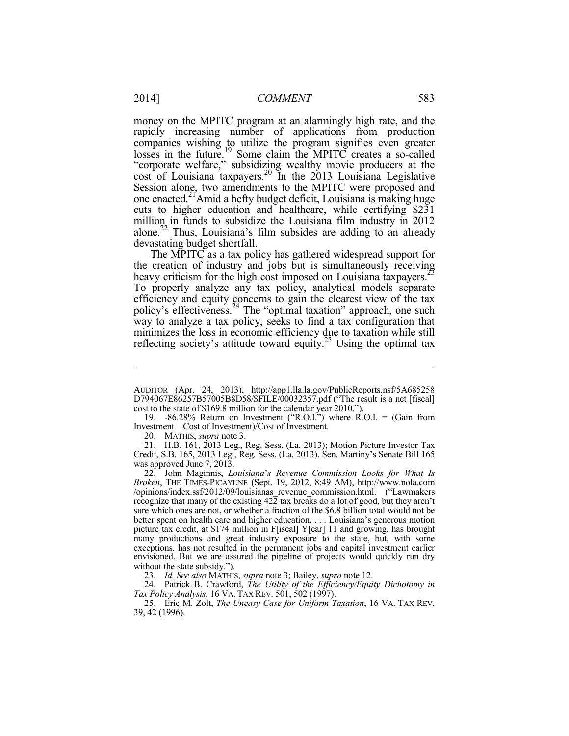money on the MPITC program at an alarmingly high rate, and the rapidly increasing number of applications from production companies wishing to utilize the program signifies even greater losses in the future.[19] Some claim the MPITC creates a so-called "corporate welfare," subsidizing wealthy movie producers at the cost of Louisiana taxpayers.[20] In the 2013 Louisiana Legislative Session alone, two amendments to the MPITC were proposed and one enacted.[21] Amid a hefty budget deficit, Louisiana is making huge cuts to higher education and healthcare, while certifying $231 million in funds to subsidize the Louisiana film industry in 2012 alone.[22] Thus, Louisiana's film subsides are adding to an already devastating budget shortfall.

The MPITC as a tax policy has gathered widespread support for the creation of industry and jobs but is simultaneously receiving heavy criticism for the high cost imposed on Louisiana taxpayers.[23] To properly analyze any tax policy, analytical models separate efficiency and equity concerns to gain the clearest view of the tax policy's effectiveness.[24] The "optimal taxation" approach, one such way to analyze a tax policy, seeks to find a tax configuration that minimizes the loss in economic efficiency due to taxation while still reflecting society's attitude toward equity.[25] Using the optimal tax

---

AUDITOR (Apr. 24, 2013), http://app1.lla.la.gov/PublicReports.nsf/5A685258D794067E86257B57005B8D58/$FILE/00032357.pdf ("The result is a net [fiscal] cost to the state of $169.8 million for the calendar year 2010.").

19. -86.28% Return on Investment ("R.O.I.") where R.O.I. = (Gain from Investment – Cost of Investment)/Cost of Investment.

20. MATHIS, *supra* note 3.

21. H.B. 161, 2013 Leg., Reg. Sess. (La. 2013); Motion Picture Investor Tax Credit, S.B. 165, 2013 Leg., Reg. Sess. (La. 2013). Sen. Martiny's Senate Bill 165 was approved June 7, 2013.

22. John Maginnis, *Louisiana's Revenue Commission Looks for What Is Broken*, THE TIMES-PICAYUNE (Sept. 19, 2012, 8:49 AM), http://www.nola.com/opinions/index.ssf/2012/09/louisianas_revenue_commission.html. ("Lawmakers recognize that many of the existing 422 tax breaks do a lot of good, but they aren't sure which ones are not, or whether a fraction of the $6.8 billion total would not be better spent on health care and higher education. . . . Louisiana's generous motion picture tax credit, at $174 million in F[iscal] Y[ear] 11 and growing, has brought many productions and great industry exposure to the state, but, with some exceptions, has not resulted in the permanent jobs and capital investment earlier envisioned. But we are assured the pipeline of projects would quickly run dry without the state subsidy.").

23. *Id. See also* MATHIS, *supra* note 3; Bailey, *supra* note 12.

24. Patrick B. Crawford, *The Utility of the Efficiency/Equity Dichotomy in Tax Policy Analysis*, 16 VA. TAX REV. 501, 502 (1997).

25. Eric M. Zolt, *The Uneasy Case for Uniform Taxation*, 16 VA. TAX REV. 39, 42 (1996).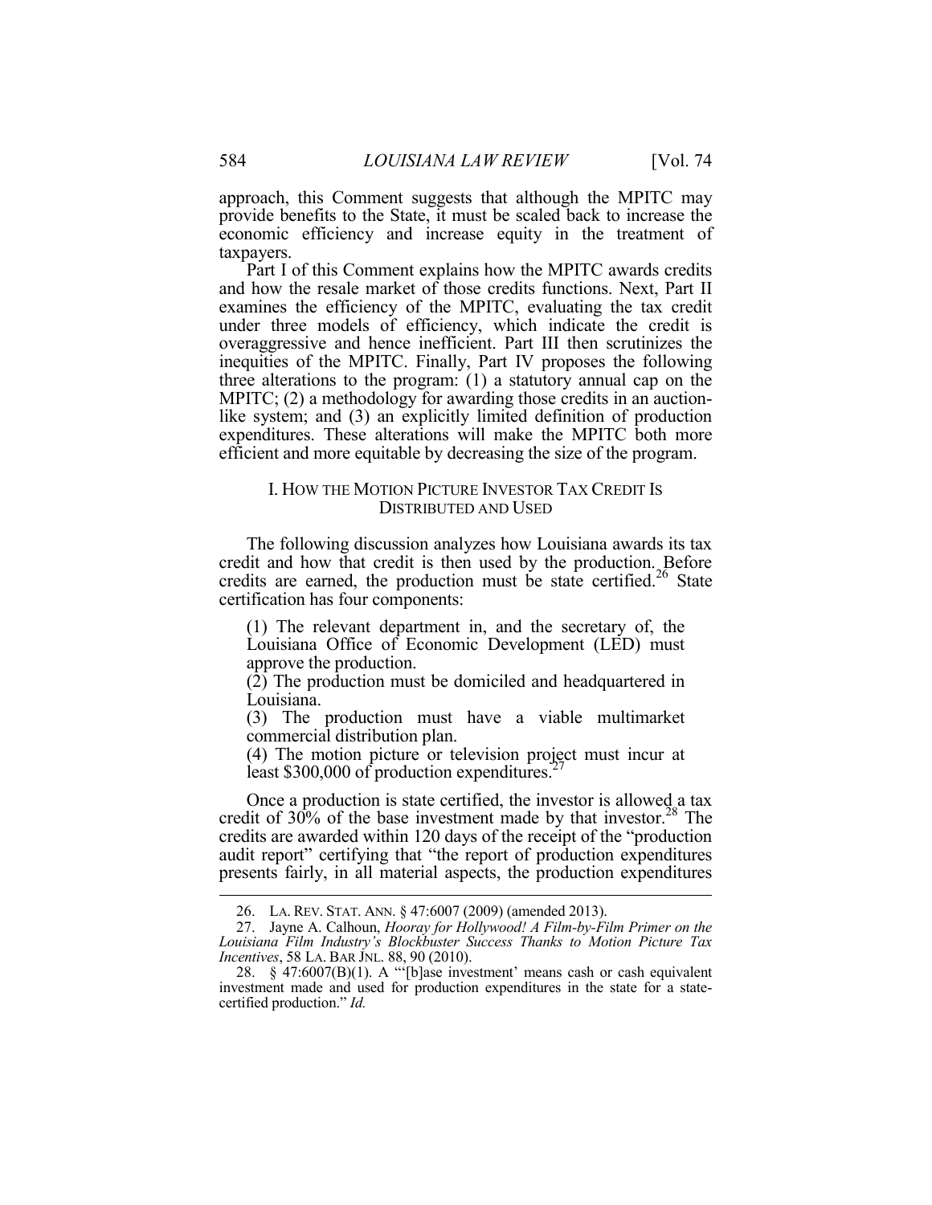approach, this Comment suggests that although the MPITC may provide benefits to the State, it must be scaled back to increase the economic efficiency and increase equity in the treatment of taxpayers.

Part I of this Comment explains how the MPITC awards credits and how the resale market of those credits functions. Next, Part II examines the efficiency of the MPITC, evaluating the tax credit under three models of efficiency, which indicate the credit is overaggressive and hence inefficient. Part III then scrutinizes the inequities of the MPITC. Finally, Part IV proposes the following three alterations to the program: (1) a statutory annual cap on the MPITC; (2) a methodology for awarding those credits in an auction-like system; and (3) an explicitly limited definition of production expenditures. These alterations will make the MPITC both more efficient and more equitable by decreasing the size of the program.

## I. HOW THE MOTION PICTURE INVESTOR TAX CREDIT IS DISTRIBUTED AND USED

The following discussion analyzes how Louisiana awards its tax credit and how that credit is then used by the production. Before credits are earned, the production must be state certified.[26] State certification has four components:

> (1) The relevant department in, and the secretary of, the Louisiana Office of Economic Development (LED) must approve the production.
>
> (2) The production must be domiciled and headquartered in Louisiana.
>
> (3) The production must have a viable multimarket commercial distribution plan.
>
> (4) The motion picture or television project must incur at least $300,000 of production expenditures.[27]

Once a production is state certified, the investor is allowed a tax credit of 30% of the base investment made by that investor.[28] The credits are awarded within 120 days of the receipt of the "production audit report" certifying that "the report of production expenditures presents fairly, in all material aspects, the production expenditures

---

26. LA. REV. STAT. ANN. § 47:6007 (2009) (amended 2013).

27. Jayne A. Calhoun, *Hooray for Hollywood! A Film-by-Film Primer on the Louisiana Film Industry's Blockbuster Success Thanks to Motion Picture Tax Incentives*, 58 LA. BAR JNL. 88, 90 (2010).

28. § 47:6007(B)(1). A "'[b]ase investment' means cash or cash equivalent investment made and used for production expenditures in the state for a state-certified production." *Id.*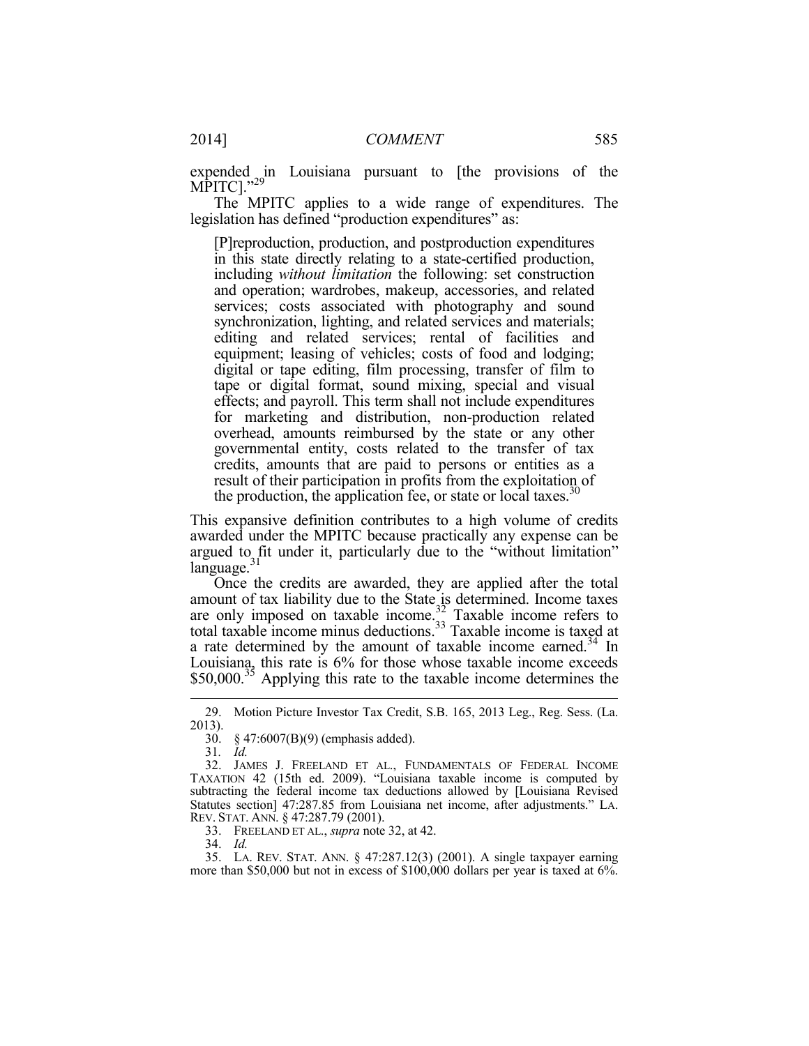expended in Louisiana pursuant to [the provisions of the MPITC]."[29]

The MPITC applies to a wide range of expenditures. The legislation has defined "production expenditures" as:

> [P]reproduction, production, and postproduction expenditures in this state directly relating to a state-certified production, including *without limitation* the following: set construction and operation; wardrobes, makeup, accessories, and related services; costs associated with photography and sound synchronization, lighting, and related services and materials; editing and related services; rental of facilities and equipment; leasing of vehicles; costs of food and lodging; digital or tape editing, film processing, transfer of film to tape or digital format, sound mixing, special and visual effects; and payroll. This term shall not include expenditures for marketing and distribution, non-production related overhead, amounts reimbursed by the state or any other governmental entity, costs related to the transfer of tax credits, amounts that are paid to persons or entities as a result of their participation in profits from the exploitation of the production, the application fee, or state or local taxes.[30]

This expansive definition contributes to a high volume of credits awarded under the MPITC because practically any expense can be argued to fit under it, particularly due to the "without limitation" language.[31]

Once the credits are awarded, they are applied after the total amount of tax liability due to the State is determined. Income taxes are only imposed on taxable income.[32] Taxable income refers to total taxable income minus deductions.[33] Taxable income is taxed at a rate determined by the amount of taxable income earned.[34] In Louisiana, this rate is 6% for those whose taxable income exceeds \$50,000.[35] Applying this rate to the taxable income determines the

---

29. Motion Picture Investor Tax Credit, S.B. 165, 2013 Leg., Reg. Sess. (La. 2013).

30. § 47:6007(B)(9) (emphasis added).

31. *Id.*

32. JAMES J. FREELAND ET AL., FUNDAMENTALS OF FEDERAL INCOME TAXATION 42 (15th ed. 2009). "Louisiana taxable income is computed by subtracting the federal income tax deductions allowed by [Louisiana Revised Statutes section] 47:287.85 from Louisiana net income, after adjustments." LA. REV. STAT. ANN. § 47:287.79 (2001).

33. FREELAND ET AL., *supra* note 32, at 42.

34. *Id.*

35. LA. REV. STAT. ANN. § 47:287.12(3) (2001). A single taxpayer earning more than \$50,000 but not in excess of \$100,000 dollars per year is taxed at 6%.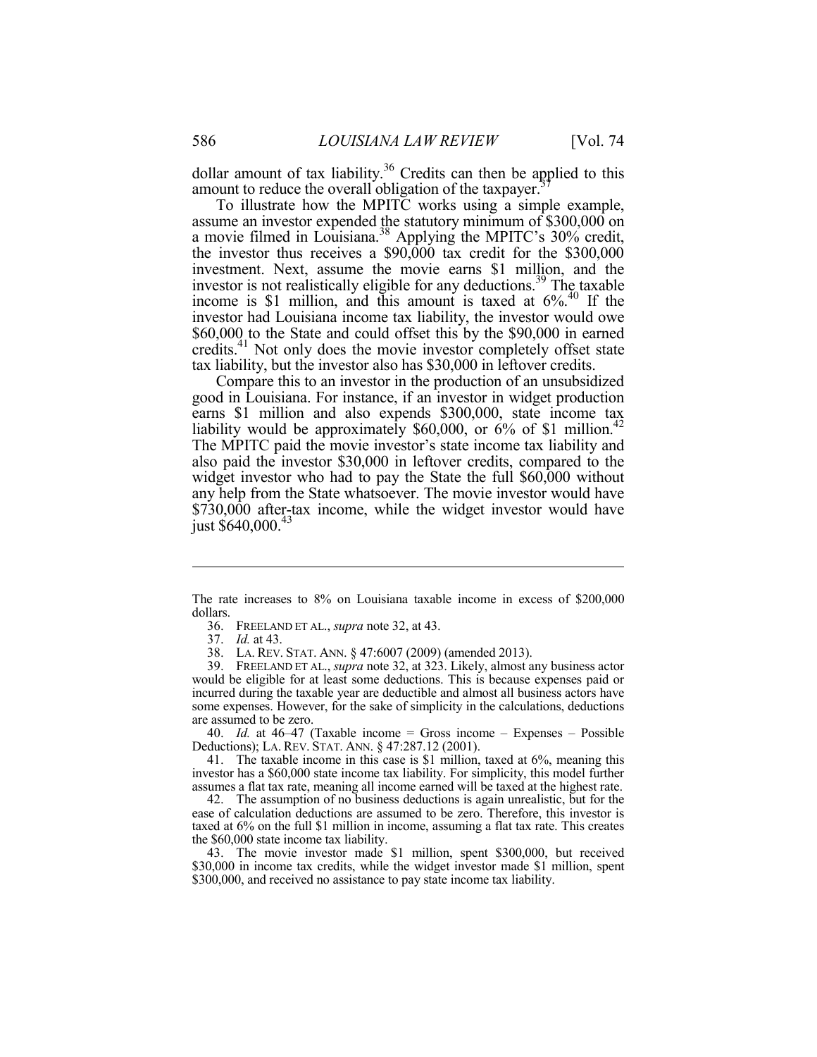dollar amount of tax liability.[36] Credits can then be applied to this amount to reduce the overall obligation of the taxpayer.[37]

To illustrate how the MPITC works using a simple example, assume an investor expended the statutory minimum of $300,000 on a movie filmed in Louisiana.[38] Applying the MPITC's 30% credit, the investor thus receives a $90,000 tax credit for the $300,000 investment. Next, assume the movie earns $1 million, and the investor is not realistically eligible for any deductions.[39] The taxable income is $1 million, and this amount is taxed at 6%.[40] If the investor had Louisiana income tax liability, the investor would owe $60,000 to the State and could offset this by the $90,000 in earned credits.[41] Not only does the movie investor completely offset state tax liability, but the investor also has $30,000 in leftover credits.

Compare this to an investor in the production of an unsubsidized good in Louisiana. For instance, if an investor in widget production earns $1 million and also expends $300,000, state income tax liability would be approximately $60,000, or 6% of $1 million.[42] The MPITC paid the movie investor's state income tax liability and also paid the investor $30,000 in leftover credits, compared to the widget investor who had to pay the State the full $60,000 without any help from the State whatsoever. The movie investor would have $730,000 after-tax income, while the widget investor would have just $640,000.[43]

---

The rate increases to 8% on Louisiana taxable income in excess of $200,000 dollars.

36. FREELAND ET AL., *supra* note 32, at 43.

37. *Id.* at 43.

38. LA. REV. STAT. ANN. § 47:6007 (2009) (amended 2013).

39. FREELAND ET AL., *supra* note 32, at 323. Likely, almost any business actor would be eligible for at least some deductions. This is because expenses paid or incurred during the taxable year are deductible and almost all business actors have some expenses. However, for the sake of simplicity in the calculations, deductions are assumed to be zero.

40. *Id.* at 46–47 (Taxable income = Gross income – Expenses – Possible Deductions); LA. REV. STAT. ANN. § 47:287.12 (2001).

41. The taxable income in this case is $1 million, taxed at 6%, meaning this investor has a $60,000 state income tax liability. For simplicity, this model further assumes a flat tax rate, meaning all income earned will be taxed at the highest rate.

42. The assumption of no business deductions is again unrealistic, but for the ease of calculation deductions are assumed to be zero. Therefore, this investor is taxed at 6% on the full $1 million in income, assuming a flat tax rate. This creates the $60,000 state income tax liability.

43. The movie investor made $1 million, spent $300,000, but received $30,000 in income tax credits, while the widget investor made $1 million, spent $300,000, and received no assistance to pay state income tax liability.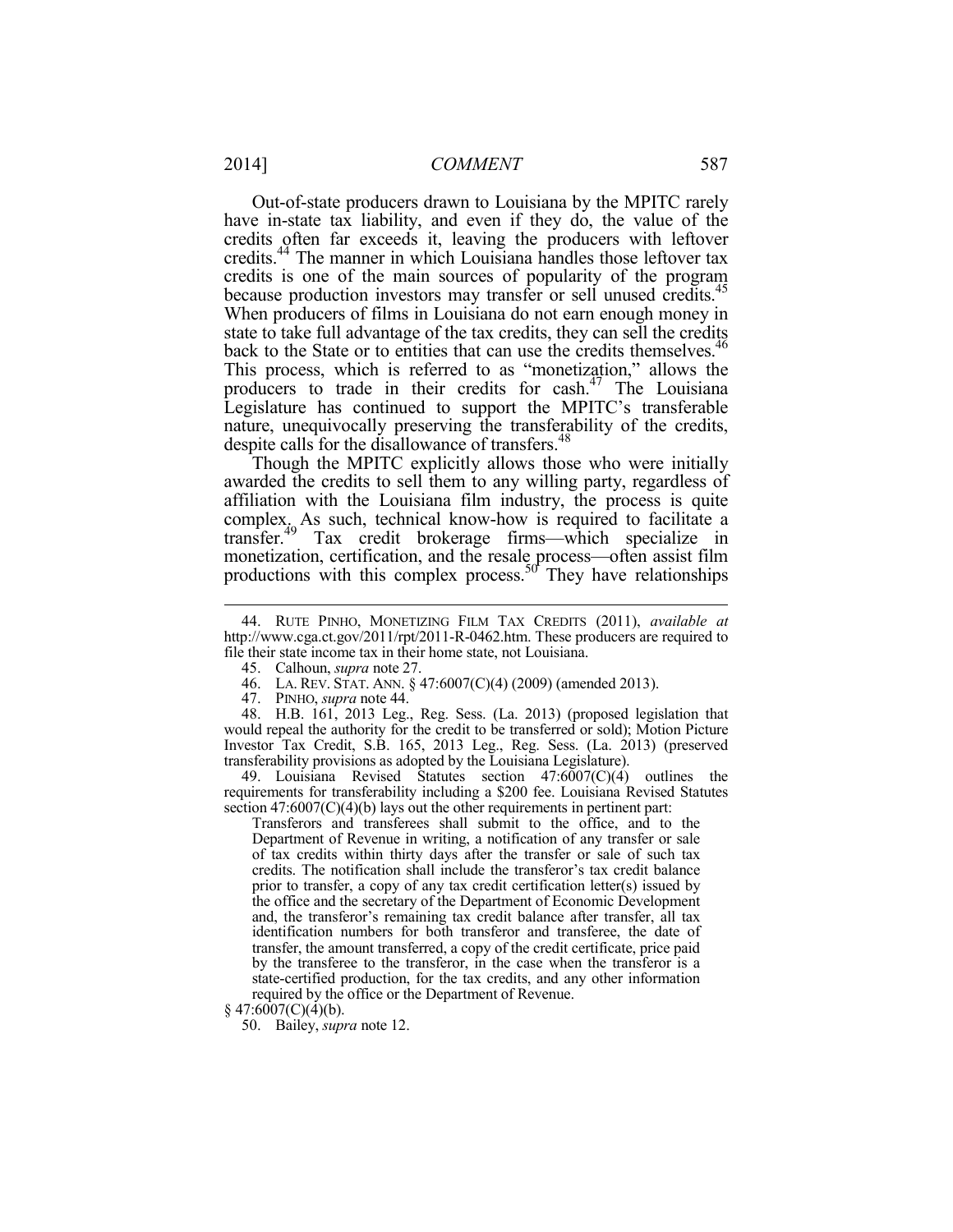Out-of-state producers drawn to Louisiana by the MPITC rarely have in-state tax liability, and even if they do, the value of the credits often far exceeds it, leaving the producers with leftover credits.[44] The manner in which Louisiana handles those leftover tax credits is one of the main sources of popularity of the program because production investors may transfer or sell unused credits.[45] When producers of films in Louisiana do not earn enough money in state to take full advantage of the tax credits, they can sell the credits back to the State or to entities that can use the credits themselves.[46] This process, which is referred to as "monetization," allows the producers to trade in their credits for cash.[47] The Louisiana Legislature has continued to support the MPITC's transferable nature, unequivocally preserving the transferability of the credits, despite calls for the disallowance of transfers.[48]

Though the MPITC explicitly allows those who were initially awarded the credits to sell them to any willing party, regardless of affiliation with the Louisiana film industry, the process is quite complex. As such, technical know-how is required to facilitate a transfer.[49] Tax credit brokerage firms—which specialize in monetization, certification, and the resale process—often assist film productions with this complex process.[50] They have relationships

---

44. RUTE PINHO, MONETIZING FILM TAX CREDITS (2011), *available at* http://www.cga.ct.gov/2011/rpt/2011-R-0462.htm. These producers are required to file their state income tax in their home state, not Louisiana.

45. Calhoun, *supra* note 27.

46. LA. REV. STAT. ANN. § 47:6007(C)(4) (2009) (amended 2013).

47. PINHO, *supra* note 44.

48. H.B. 161, 2013 Leg., Reg. Sess. (La. 2013) (proposed legislation that would repeal the authority for the credit to be transferred or sold); Motion Picture Investor Tax Credit, S.B. 165, 2013 Leg., Reg. Sess. (La. 2013) (preserved transferability provisions as adopted by the Louisiana Legislature).

49. Louisiana Revised Statutes section 47:6007(C)(4) outlines the requirements for transferability including a $200 fee. Louisiana Revised Statutes section 47:6007(C)(4)(b) lays out the other requirements in pertinent part:

> Transferors and transferees shall submit to the office, and to the Department of Revenue in writing, a notification of any transfer or sale of tax credits within thirty days after the transfer or sale of such tax credits. The notification shall include the transferor's tax credit balance prior to transfer, a copy of any tax credit certification letter(s) issued by the office and the secretary of the Department of Economic Development and, the transferor's remaining tax credit balance after transfer, all tax identification numbers for both transferor and transferee, the date of transfer, the amount transferred, a copy of the credit certificate, price paid by the transferee to the transferor, in the case when the transferor is a state-certified production, for the tax credits, and any other information required by the office or the Department of Revenue.

§ 47:6007(C)(4)(b).

50. Bailey, *supra* note 12.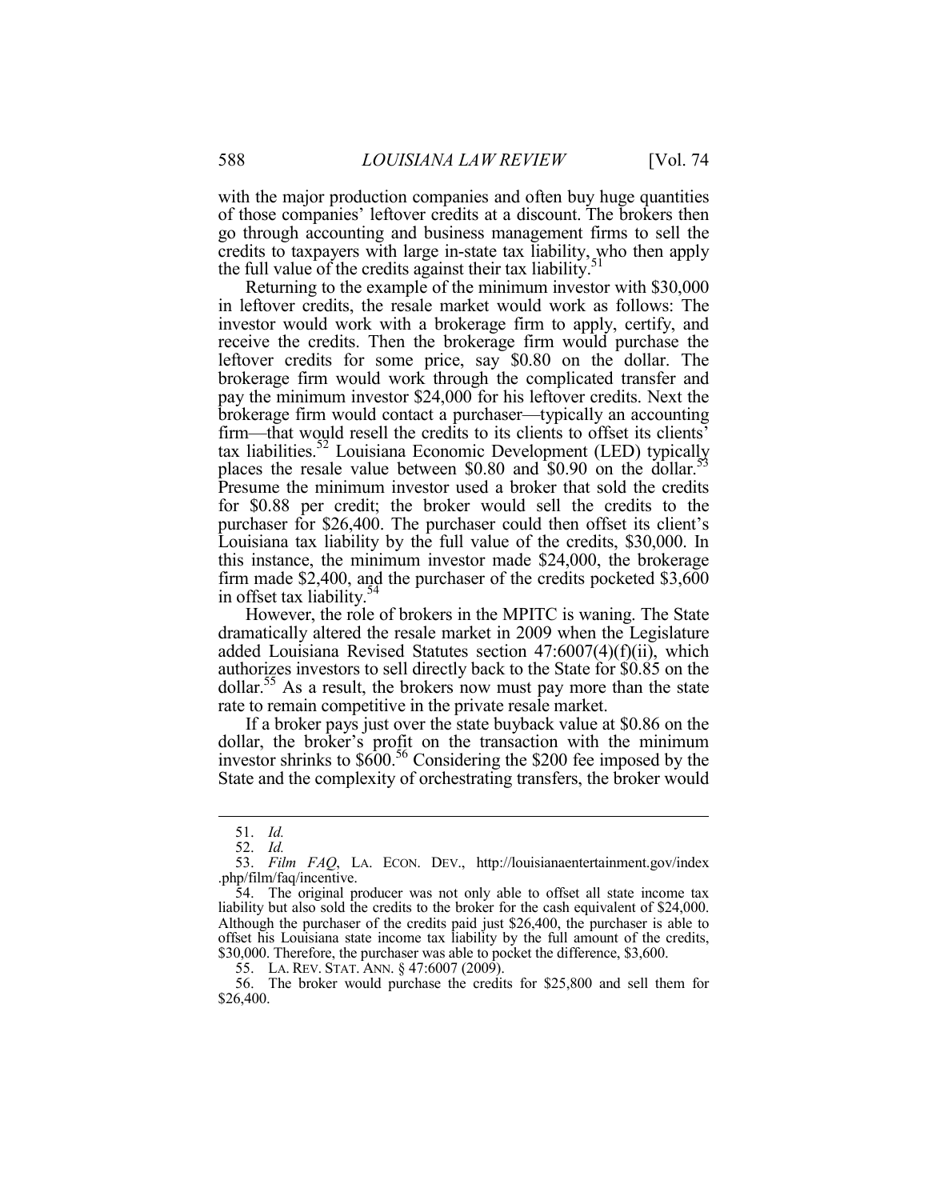with the major production companies and often buy huge quantities of those companies' leftover credits at a discount. The brokers then go through accounting and business management firms to sell the credits to taxpayers with large in-state tax liability, who then apply the full value of the credits against their tax liability.[51]

Returning to the example of the minimum investor with $30,000 in leftover credits, the resale market would work as follows: The investor would work with a brokerage firm to apply, certify, and receive the credits. Then the brokerage firm would purchase the leftover credits for some price, say $0.80 on the dollar. The brokerage firm would work through the complicated transfer and pay the minimum investor $24,000 for his leftover credits. Next the brokerage firm would contact a purchaser—typically an accounting firm—that would resell the credits to its clients to offset its clients' tax liabilities.[52] Louisiana Economic Development (LED) typically places the resale value between $0.80 and $0.90 on the dollar.[53] Presume the minimum investor used a broker that sold the credits for $0.88 per credit; the broker would sell the credits to the purchaser for $26,400. The purchaser could then offset its client's Louisiana tax liability by the full value of the credits, $30,000. In this instance, the minimum investor made $24,000, the brokerage firm made $2,400, and the purchaser of the credits pocketed $3,600 in offset tax liability.[54]

However, the role of brokers in the MPITC is waning. The State dramatically altered the resale market in 2009 when the Legislature added Louisiana Revised Statutes section 47:6007(4)(f)(ii), which authorizes investors to sell directly back to the State for $0.85 on the dollar.[55] As a result, the brokers now must pay more than the state rate to remain competitive in the private resale market.

If a broker pays just over the state buyback value at $0.86 on the dollar, the broker's profit on the transaction with the minimum investor shrinks to $600.[56] Considering the $200 fee imposed by the State and the complexity of orchestrating transfers, the broker would

---

51. *Id.*

52. *Id.*

53. *Film FAQ*, LA. ECON. DEV., http://louisianaentertainment.gov/index.php/film/faq/incentive.

54. The original producer was not only able to offset all state income tax liability but also sold the credits to the broker for the cash equivalent of $24,000. Although the purchaser of the credits paid just $26,400, the purchaser is able to offset his Louisiana state income tax liability by the full amount of the credits, $30,000. Therefore, the purchaser was able to pocket the difference, $3,600.

55. LA. REV. STAT. ANN. § 47:6007 (2009).

56. The broker would purchase the credits for $25,800 and sell them for $26,400.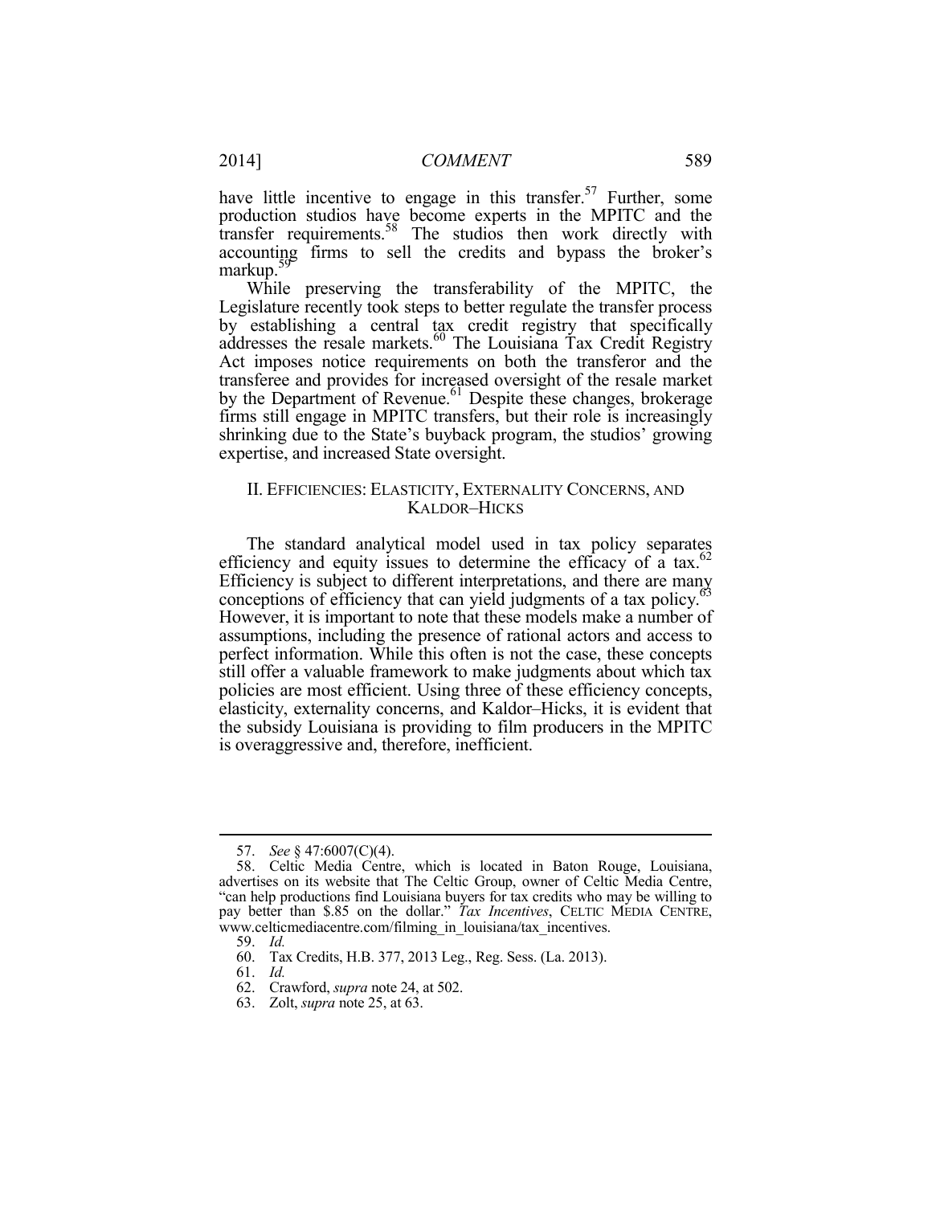have little incentive to engage in this transfer.[57] Further, some production studios have become experts in the MPITC and the transfer requirements.[58] The studios then work directly with accounting firms to sell the credits and bypass the broker's markup.[59]

While preserving the transferability of the MPITC, the Legislature recently took steps to better regulate the transfer process by establishing a central tax credit registry that specifically addresses the resale markets.[60] The Louisiana Tax Credit Registry Act imposes notice requirements on both the transferor and the transferee and provides for increased oversight of the resale market by the Department of Revenue.[61] Despite these changes, brokerage firms still engage in MPITC transfers, but their role is increasingly shrinking due to the State's buyback program, the studios' growing expertise, and increased State oversight.

## II. EFFICIENCIES: ELASTICITY, EXTERNALITY CONCERNS, AND KALDOR–HICKS

The standard analytical model used in tax policy separates efficiency and equity issues to determine the efficacy of a tax.[62] Efficiency is subject to different interpretations, and there are many conceptions of efficiency that can yield judgments of a tax policy.[63] However, it is important to note that these models make a number of assumptions, including the presence of rational actors and access to perfect information. While this often is not the case, these concepts still offer a valuable framework to make judgments about which tax policies are most efficient. Using three of these efficiency concepts, elasticity, externality concerns, and Kaldor–Hicks, it is evident that the subsidy Louisiana is providing to film producers in the MPITC is overaggressive and, therefore, inefficient.

---

57. *See* § 47:6007(C)(4).

58. Celtic Media Centre, which is located in Baton Rouge, Louisiana, advertises on its website that The Celtic Group, owner of Celtic Media Centre, "can help productions find Louisiana buyers for tax credits who may be willing to pay better than $.85 on the dollar." *Tax Incentives*, CELTIC MEDIA CENTRE, www.celticmediacentre.com/filming_in_louisiana/tax_incentives.

59. *Id.*

60. Tax Credits, H.B. 377, 2013 Leg., Reg. Sess. (La. 2013).

61. *Id.*

62. Crawford, *supra* note 24, at 502.

63. Zolt, *supra* note 25, at 63.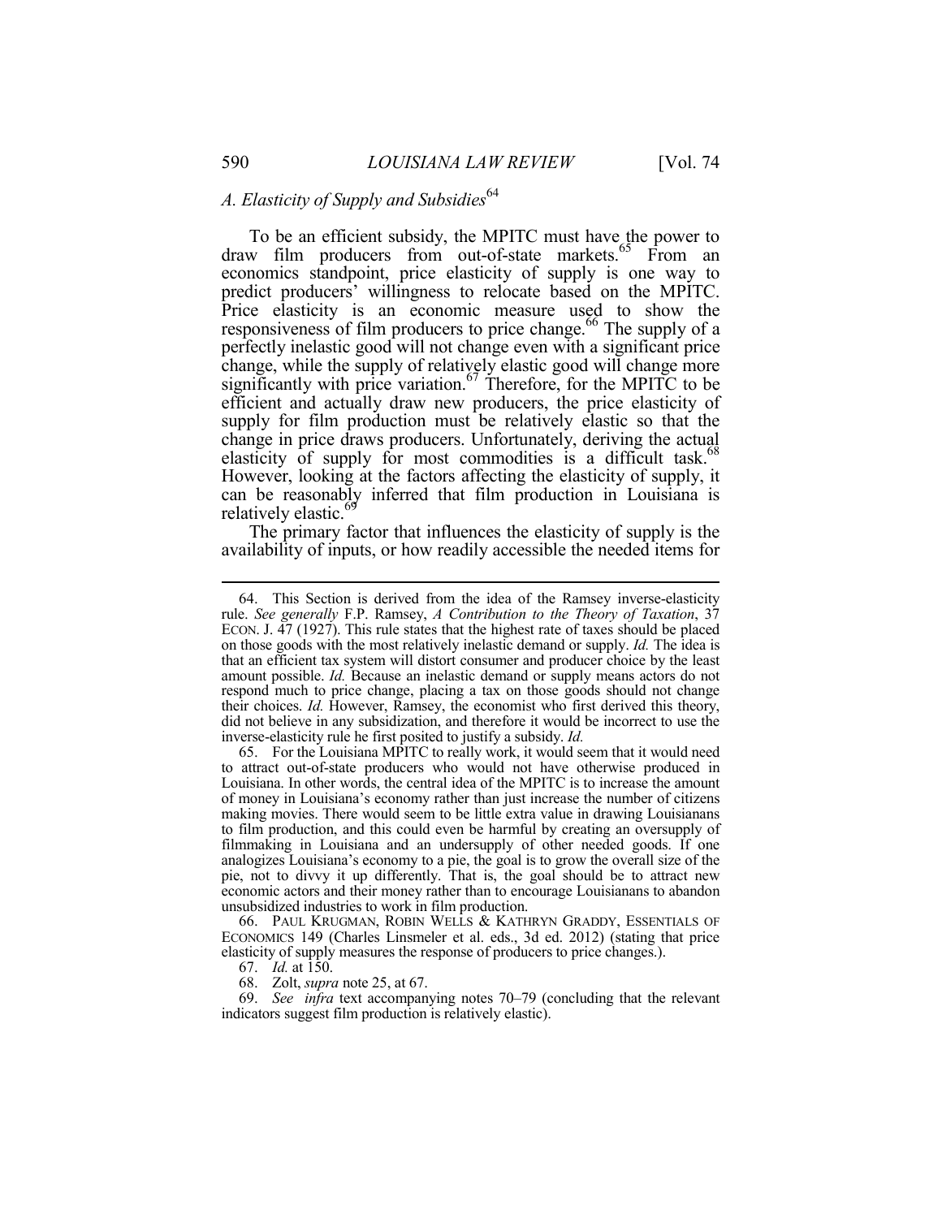### *A. Elasticity of Supply and Subsidies*[64]

To be an efficient subsidy, the MPITC must have the power to draw film producers from out-of-state markets.[65] From an economics standpoint, price elasticity of supply is one way to predict producers' willingness to relocate based on the MPITC. Price elasticity is an economic measure used to show the responsiveness of film producers to price change.[66] The supply of a perfectly inelastic good will not change even with a significant price change, while the supply of relatively elastic good will change more significantly with price variation.[67] Therefore, for the MPITC to be efficient and actually draw new producers, the price elasticity of supply for film production must be relatively elastic so that the change in price draws producers. Unfortunately, deriving the actual elasticity of supply for most commodities is a difficult task.[68] However, looking at the factors affecting the elasticity of supply, it can be reasonably inferred that film production in Louisiana is relatively elastic.[69]

The primary factor that influences the elasticity of supply is the availability of inputs, or how readily accessible the needed items for

---

64. This Section is derived from the idea of the Ramsey inverse-elasticity rule. *See generally* F.P. Ramsey, *A Contribution to the Theory of Taxation*, 37 ECON. J. 47 (1927). This rule states that the highest rate of taxes should be placed on those goods with the most relatively inelastic demand or supply. *Id.* The idea is that an efficient tax system will distort consumer and producer choice by the least amount possible. *Id.* Because an inelastic demand or supply means actors do not respond much to price change, placing a tax on those goods should not change their choices. *Id.* However, Ramsey, the economist who first derived this theory, did not believe in any subsidization, and therefore it would be incorrect to use the inverse-elasticity rule he first posited to justify a subsidy. *Id.*

65. For the Louisiana MPITC to really work, it would seem that it would need to attract out-of-state producers who would not have otherwise produced in Louisiana. In other words, the central idea of the MPITC is to increase the amount of money in Louisiana's economy rather than just increase the number of citizens making movies. There would seem to be little extra value in drawing Louisianans to film production, and this could even be harmful by creating an oversupply of filmmaking in Louisiana and an undersupply of other needed goods. If one analogizes Louisiana's economy to a pie, the goal is to grow the overall size of the pie, not to divvy it up differently. That is, the goal should be to attract new economic actors and their money rather than to encourage Louisianans to abandon unsubsidized industries to work in film production.

66. PAUL KRUGMAN, ROBIN WELLS & KATHRYN GRADDY, ESSENTIALS OF ECONOMICS 149 (Charles Linsmeler et al. eds., 3d ed. 2012) (stating that price elasticity of supply measures the response of producers to price changes.).

67. *Id.* at 150.

68. Zolt, *supra* note 25, at 67.

69. *See infra* text accompanying notes 70–79 (concluding that the relevant indicators suggest film production is relatively elastic).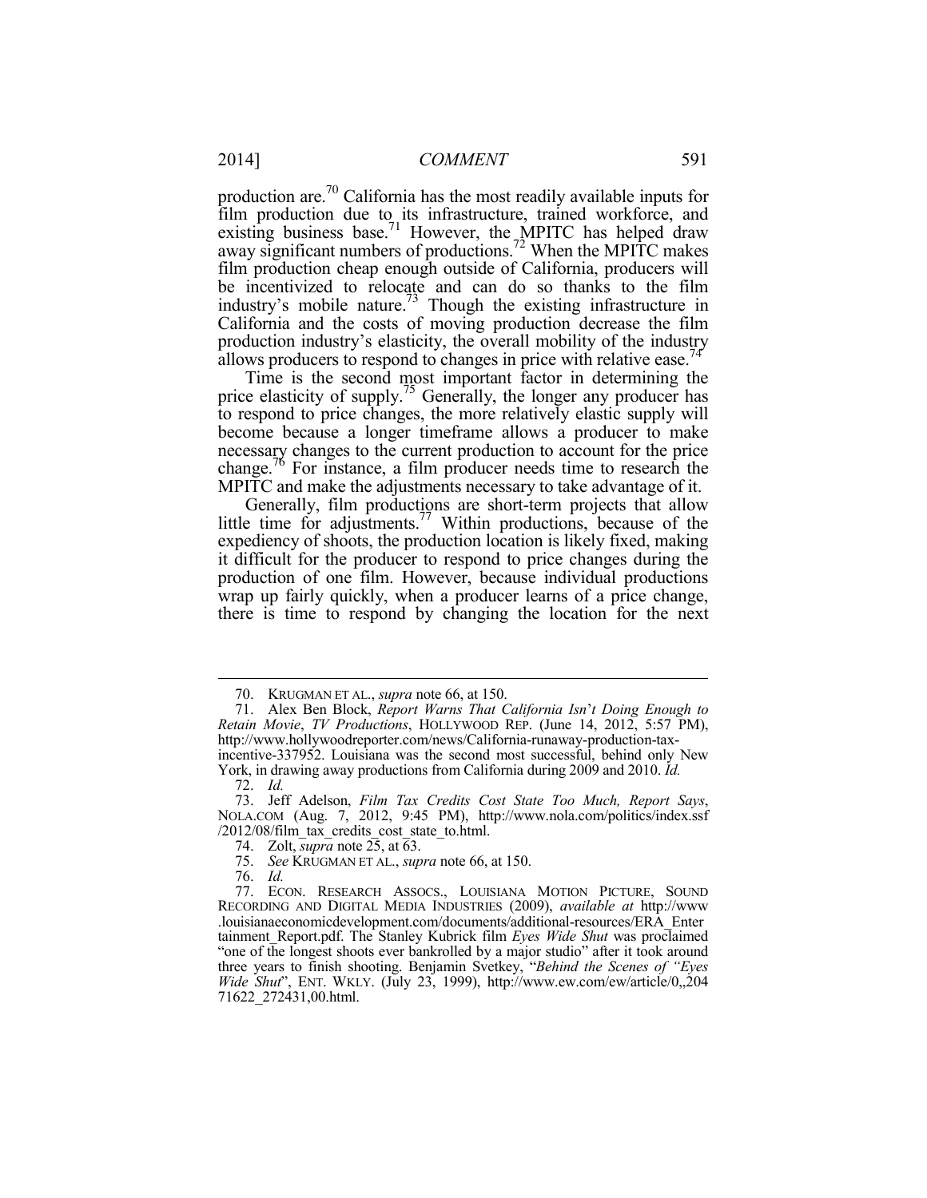production are.[70] California has the most readily available inputs for film production due to its infrastructure, trained workforce, and existing business base.[71] However, the MPITC has helped draw away significant numbers of productions.[72] When the MPITC makes film production cheap enough outside of California, producers will be incentivized to relocate and can do so thanks to the film industry's mobile nature.[73] Though the existing infrastructure in California and the costs of moving production decrease the film production industry's elasticity, the overall mobility of the industry allows producers to respond to changes in price with relative ease.[74]

Time is the second most important factor in determining the price elasticity of supply.[75] Generally, the longer any producer has to respond to price changes, the more relatively elastic supply will become because a longer timeframe allows a producer to make necessary changes to the current production to account for the price change.[76] For instance, a film producer needs time to research the MPITC and make the adjustments necessary to take advantage of it.

Generally, film productions are short-term projects that allow little time for adjustments.[77] Within productions, because of the expediency of shoots, the production location is likely fixed, making it difficult for the producer to respond to price changes during the production of one film. However, because individual productions wrap up fairly quickly, when a producer learns of a price change, there is time to respond by changing the location for the next

---

70. KRUGMAN ET AL., *supra* note 66, at 150.

71. Alex Ben Block, *Report Warns That California Isn't Doing Enough to Retain Movie*, *TV Productions*, HOLLYWOOD REP. (June 14, 2012, 5:57 PM), http://www.hollywoodreporter.com/news/California-runaway-production-tax-incentive-337952. Louisiana was the second most successful, behind only New York, in drawing away productions from California during 2009 and 2010. *Id.*

72. *Id.*

73. Jeff Adelson, *Film Tax Credits Cost State Too Much, Report Says*, NOLA.COM (Aug. 7, 2012, 9:45 PM), http://www.nola.com/politics/index.ssf/2012/08/film_tax_credits_cost_state_to.html.

74. Zolt, *supra* note 25, at 63.

75. *See* KRUGMAN ET AL., *supra* note 66, at 150.

76. *Id.*

77. ECON. RESEARCH ASSOCS., LOUISIANA MOTION PICTURE, SOUND RECORDING AND DIGITAL MEDIA INDUSTRIES (2009), *available at* http://www.louisianaeconomicdevelopment.com/documents/additional-resources/ERA_Entertainment_Report.pdf. The Stanley Kubrick film *Eyes Wide Shut* was proclaimed "one of the longest shoots ever bankrolled by a major studio" after it took around three years to finish shooting. Benjamin Svetkey, "*Behind the Scenes of "Eyes Wide Shut*", ENT. WKLY. (July 23, 1999), http://www.ew.com/ew/article/0,,20471622_272431,00.html.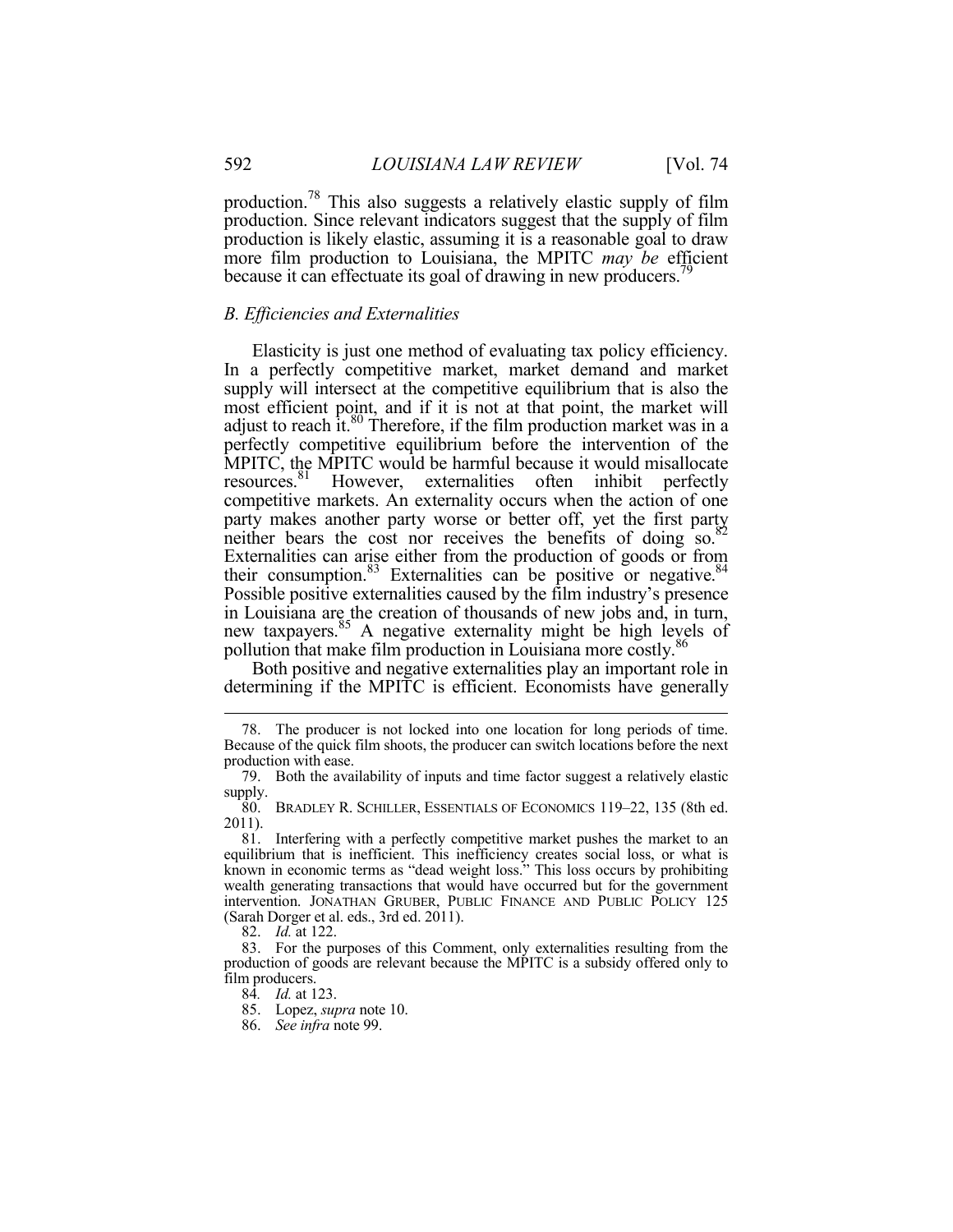production.[78] This also suggests a relatively elastic supply of film production. Since relevant indicators suggest that the supply of film production is likely elastic, assuming it is a reasonable goal to draw more film production to Louisiana, the MPITC *may be* efficient because it can effectuate its goal of drawing in new producers.[79]

### *B. Efficiencies and Externalities*

Elasticity is just one method of evaluating tax policy efficiency. In a perfectly competitive market, market demand and market supply will intersect at the competitive equilibrium that is also the most efficient point, and if it is not at that point, the market will adjust to reach it.[80] Therefore, if the film production market was in a perfectly competitive equilibrium before the intervention of the MPITC, the MPITC would be harmful because it would misallocate resources.[81] However, externalities often inhibit perfectly competitive markets. An externality occurs when the action of one party makes another party worse or better off, yet the first party neither bears the cost nor receives the benefits of doing so.[82] Externalities can arise either from the production of goods or from their consumption.[83] Externalities can be positive or negative.[84] Possible positive externalities caused by the film industry's presence in Louisiana are the creation of thousands of new jobs and, in turn, new taxpayers.[85] A negative externality might be high levels of pollution that make film production in Louisiana more costly.[86]

Both positive and negative externalities play an important role in determining if the MPITC is efficient. Economists have generally

---

78. The producer is not locked into one location for long periods of time. Because of the quick film shoots, the producer can switch locations before the next production with ease.

79. Both the availability of inputs and time factor suggest a relatively elastic supply.

80. BRADLEY R. SCHILLER, ESSENTIALS OF ECONOMICS 119–22, 135 (8th ed. 2011).

81. Interfering with a perfectly competitive market pushes the market to an equilibrium that is inefficient. This inefficiency creates social loss, or what is known in economic terms as "dead weight loss." This loss occurs by prohibiting wealth generating transactions that would have occurred but for the government intervention. JONATHAN GRUBER, PUBLIC FINANCE AND PUBLIC POLICY 125 (Sarah Dorger et al. eds., 3rd ed. 2011).

82. *Id.* at 122.

83. For the purposes of this Comment, only externalities resulting from the production of goods are relevant because the MPITC is a subsidy offered only to film producers.

84. *Id.* at 123.

85. Lopez, *supra* note 10.

86. *See infra* note 99.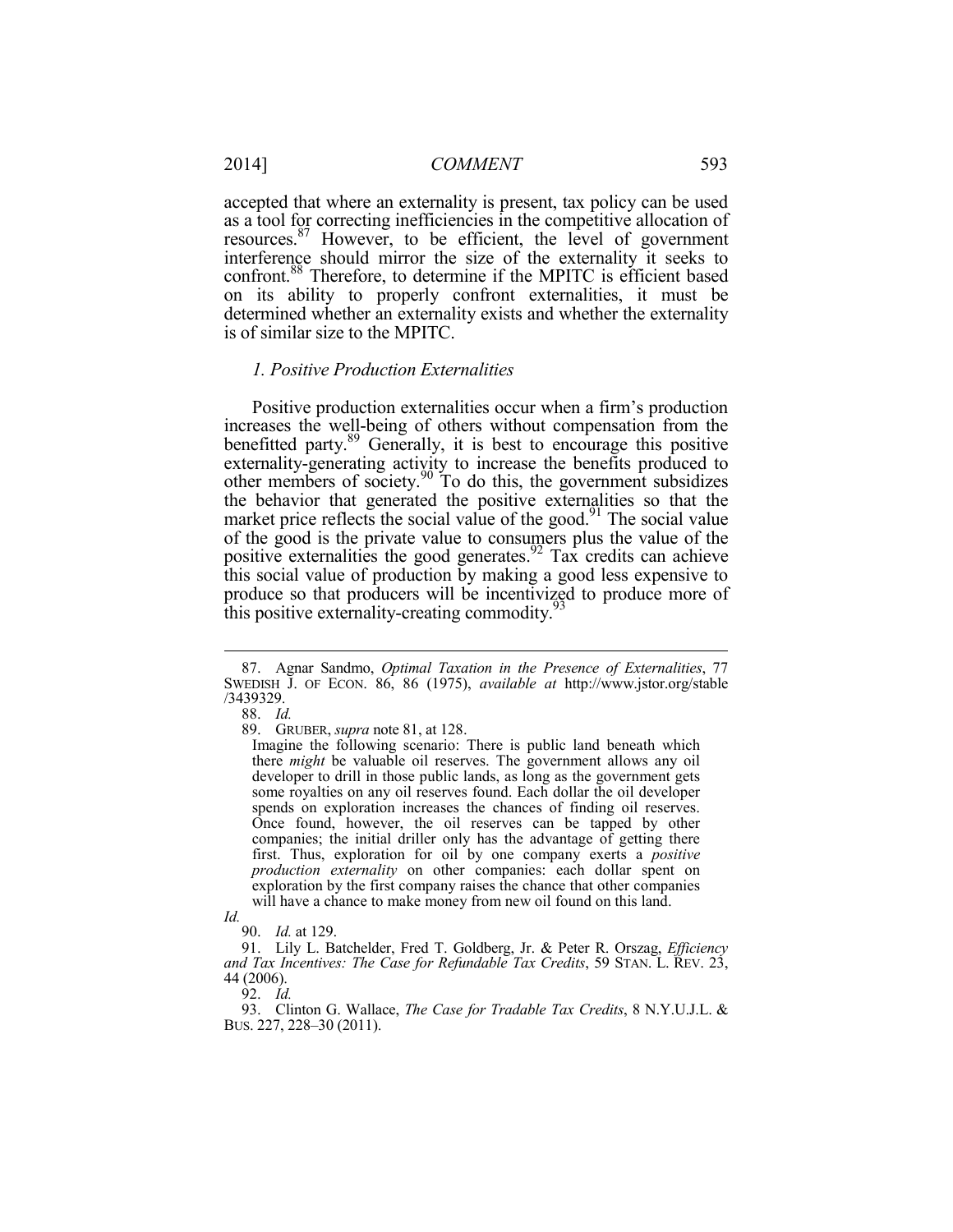accepted that where an externality is present, tax policy can be used as a tool for correcting inefficiencies in the competitive allocation of resources.[87] However, to be efficient, the level of government interference should mirror the size of the externality it seeks to confront.[88] Therefore, to determine if the MPITC is efficient based on its ability to properly confront externalities, it must be determined whether an externality exists and whether the externality is of similar size to the MPITC.

### *1. Positive Production Externalities*

Positive production externalities occur when a firm's production increases the well-being of others without compensation from the benefitted party.[89] Generally, it is best to encourage this positive externality-generating activity to increase the benefits produced to other members of society.[90] To do this, the government subsidizes the behavior that generated the positive externalities so that the market price reflects the social value of the good.[91] The social value of the good is the private value to consumers plus the value of the positive externalities the good generates.[92] Tax credits can achieve this social value of production by making a good less expensive to produce so that producers will be incentivized to produce more of this positive externality-creating commodity.[93]

---

87. Agnar Sandmo, *Optimal Taxation in the Presence of Externalities*, 77 SWEDISH J. OF ECON. 86, 86 (1975), *available at* http://www.jstor.org/stable/3439329.

88. *Id.*

89. GRUBER, *supra* note 81, at 128.

> Imagine the following scenario: There is public land beneath which there *might* be valuable oil reserves. The government allows any oil developer to drill in those public lands, as long as the government gets some royalties on any oil reserves found. Each dollar the oil developer spends on exploration increases the chances of finding oil reserves. Once found, however, the oil reserves can be tapped by other companies; the initial driller only has the advantage of getting there first. Thus, exploration for oil by one company exerts a *positive production externality* on other companies: each dollar spent on exploration by the first company raises the chance that other companies will have a chance to make money from new oil found on this land.

*Id.*

90. *Id.* at 129.

91. Lily L. Batchelder, Fred T. Goldberg, Jr. & Peter R. Orszag, *Efficiency and Tax Incentives: The Case for Refundable Tax Credits*, 59 STAN. L. REV. 23, 44 (2006).

92. *Id.*

93. Clinton G. Wallace, *The Case for Tradable Tax Credits*, 8 N.Y.U.J.L. & BUS. 227, 228–30 (2011).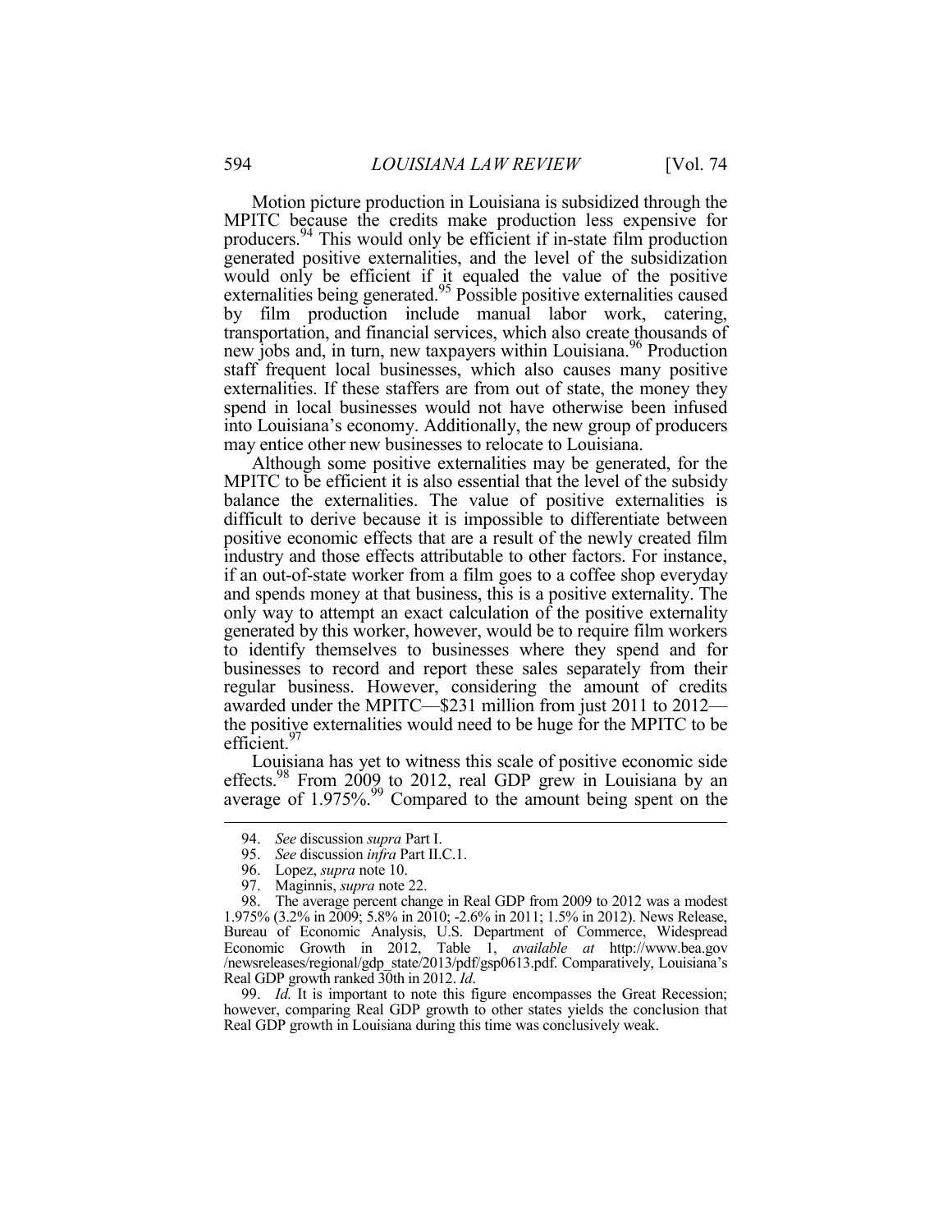Motion picture production in Louisiana is subsidized through the MPITC because the credits make production less expensive for producers.[94] This would only be efficient if in-state film production generated positive externalities, and the level of the subsidization would only be efficient if it equaled the value of the positive externalities being generated.[95] Possible positive externalities caused by film production include manual labor work, catering, transportation, and financial services, which also create thousands of new jobs and, in turn, new taxpayers within Louisiana.[96] Production staff frequent local businesses, which also causes many positive externalities. If these staffers are from out of state, the money they spend in local businesses would not have otherwise been infused into Louisiana's economy. Additionally, the new group of producers may entice other new businesses to relocate to Louisiana.

Although some positive externalities may be generated, for the MPITC to be efficient it is also essential that the level of the subsidy balance the externalities. The value of positive externalities is difficult to derive because it is impossible to differentiate between positive economic effects that are a result of the newly created film industry and those effects attributable to other factors. For instance, if an out-of-state worker from a film goes to a coffee shop everyday and spends money at that business, this is a positive externality. The only way to attempt an exact calculation of the positive externality generated by this worker, however, would be to require film workers to identify themselves to businesses where they spend and for businesses to record and report these sales separately from their regular business. However, considering the amount of credits awarded under the MPITC—$231 million from just 2011 to 2012—the positive externalities would need to be huge for the MPITC to be efficient.[97]

Louisiana has yet to witness this scale of positive economic side effects.[98] From 2009 to 2012, real GDP grew in Louisiana by an average of 1.975%.[99] Compared to the amount being spent on the

---

94. *See* discussion *supra* Part I.

95. *See* discussion *infra* Part II.C.1.

96. Lopez, *supra* note 10.

97. Maginnis, *supra* note 22.

98. The average percent change in Real GDP from 2009 to 2012 was a modest 1.975% (3.2% in 2009; 5.8% in 2010; -2.6% in 2011; 1.5% in 2012). News Release, Bureau of Economic Analysis, U.S. Department of Commerce, Widespread Economic Growth in 2012, Table 1, *available at* http://www.bea.gov/newsreleases/regional/gdp_state/2013/pdf/gsp0613.pdf. Comparatively, Louisiana's Real GDP growth ranked 30th in 2012. *Id*.

99. *Id.* It is important to note this figure encompasses the Great Recession; however, comparing Real GDP growth to other states yields the conclusion that Real GDP growth in Louisiana during this time was conclusively weak.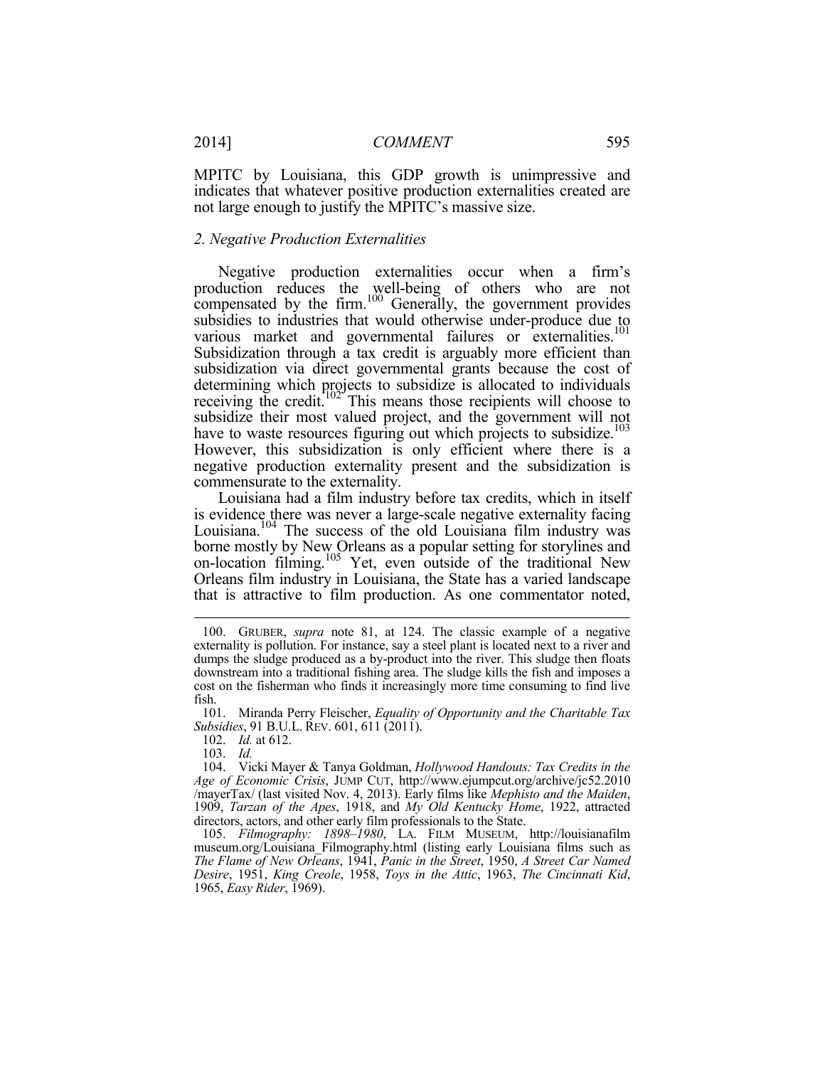MPITC by Louisiana, this GDP growth is unimpressive and indicates that whatever positive production externalities created are not large enough to justify the MPITC's massive size.

### *2. Negative Production Externalities*

Negative production externalities occur when a firm's production reduces the well-being of others who are not compensated by the firm.[100] Generally, the government provides subsidies to industries that would otherwise under-produce due to various market and governmental failures or externalities.[101] Subsidization through a tax credit is arguably more efficient than subsidization via direct governmental grants because the cost of determining which projects to subsidize is allocated to individuals receiving the credit.[102] This means those recipients will choose to subsidize their most valued project, and the government will not have to waste resources figuring out which projects to subsidize.[103] However, this subsidization is only efficient where there is a negative production externality present and the subsidization is commensurate to the externality.

Louisiana had a film industry before tax credits, which in itself is evidence there was never a large-scale negative externality facing Louisiana.[104] The success of the old Louisiana film industry was borne mostly by New Orleans as a popular setting for storylines and on-location filming.[105] Yet, even outside of the traditional New Orleans film industry in Louisiana, the State has a varied landscape that is attractive to film production. As one commentator noted,

---

100. GRUBER, *supra* note 81, at 124. The classic example of a negative externality is pollution. For instance, say a steel plant is located next to a river and dumps the sludge produced as a by-product into the river. This sludge then floats downstream into a traditional fishing area. The sludge kills the fish and imposes a cost on the fisherman who finds it increasingly more time consuming to find live fish.

101. Miranda Perry Fleischer, *Equality of Opportunity and the Charitable Tax Subsidies*, 91 B.U.L. REV. 601, 611 (2011).

102. *Id.* at 612.

103. *Id.*

104. Vicki Mayer & Tanya Goldman, *Hollywood Handouts: Tax Credits in the Age of Economic Crisis*, JUMP CUT, http://www.ejumpcut.org/archive/jc52.2010/mayerTax/ (last visited Nov. 4, 2013). Early films like *Mephisto and the Maiden*, 1909, *Tarzan of the Apes*, 1918, and *My Old Kentucky Home*, 1922, attracted directors, actors, and other early film professionals to the State.

105. *Filmography: 1898–1980*, LA. FILM MUSEUM, http://louisianafilmmuseum.org/Louisiana_Filmography.html (listing early Louisiana films such as *The Flame of New Orleans*, 1941, *Panic in the Street*, 1950, *A Street Car Named Desire*, 1951, *King Creole*, 1958, *Toys in the Attic*, 1963, *The Cincinnati Kid*, 1965, *Easy Rider*, 1969).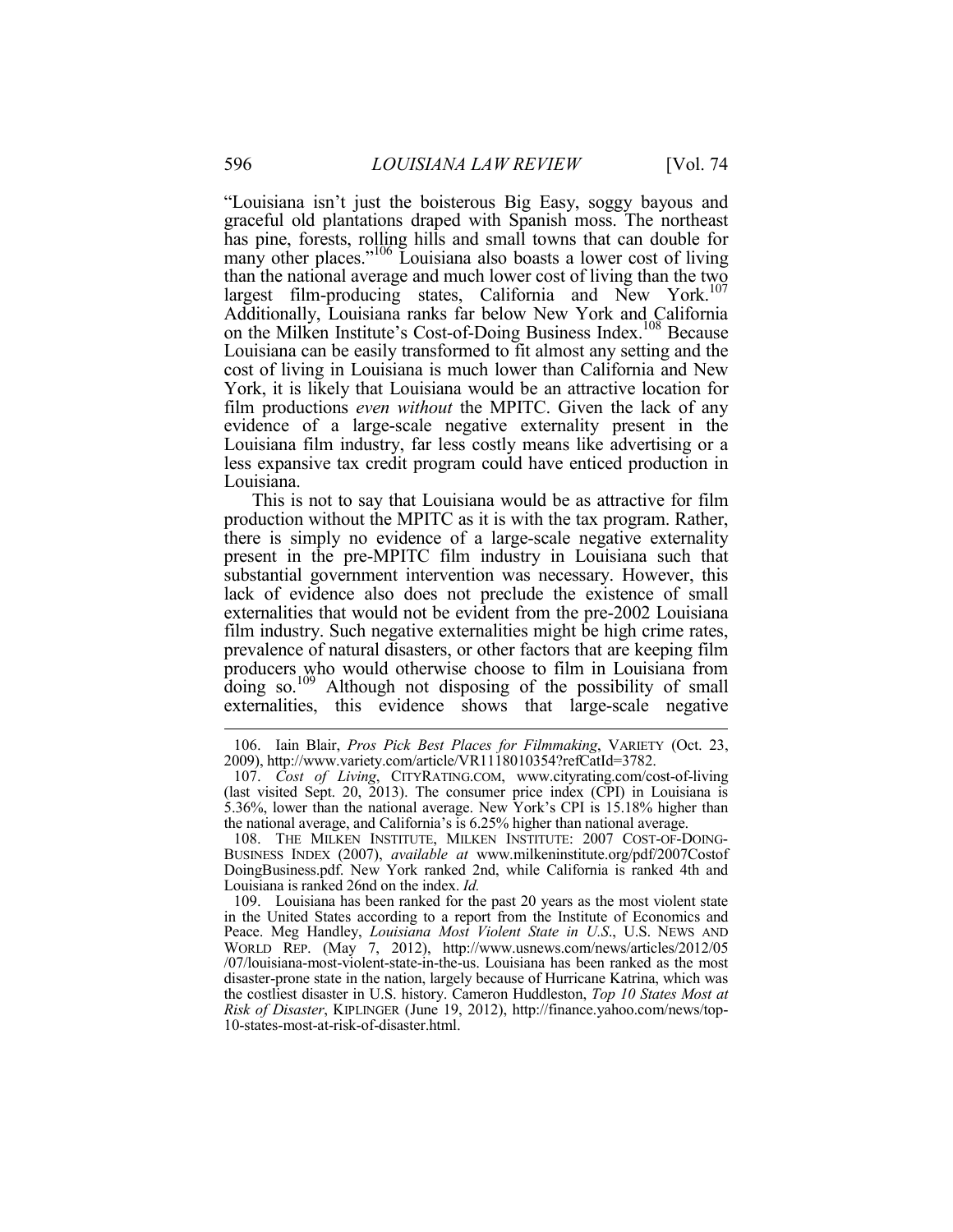"Louisiana isn't just the boisterous Big Easy, soggy bayous and graceful old plantations draped with Spanish moss. The northeast has pine, forests, rolling hills and small towns that can double for many other places."[106] Louisiana also boasts a lower cost of living than the national average and much lower cost of living than the two largest film-producing states, California and New York.[107] Additionally, Louisiana ranks far below New York and California on the Milken Institute's Cost-of-Doing Business Index.[108] Because Louisiana can be easily transformed to fit almost any setting and the cost of living in Louisiana is much lower than California and New York, it is likely that Louisiana would be an attractive location for film productions *even without* the MPITC. Given the lack of any evidence of a large-scale negative externality present in the Louisiana film industry, far less costly means like advertising or a less expansive tax credit program could have enticed production in Louisiana.

This is not to say that Louisiana would be as attractive for film production without the MPITC as it is with the tax program. Rather, there is simply no evidence of a large-scale negative externality present in the pre-MPITC film industry in Louisiana such that substantial government intervention was necessary. However, this lack of evidence also does not preclude the existence of small externalities that would not be evident from the pre-2002 Louisiana film industry. Such negative externalities might be high crime rates, prevalence of natural disasters, or other factors that are keeping film producers who would otherwise choose to film in Louisiana from doing so.[109] Although not disposing of the possibility of small externalities, this evidence shows that large-scale negative

---

106. Iain Blair, *Pros Pick Best Places for Filmmaking*, VARIETY (Oct. 23, 2009), http://www.variety.com/article/VR1118010354?refCatId=3782.

107. *Cost of Living*, CITYRATING.COM, www.cityrating.com/cost-of-living (last visited Sept. 20, 2013). The consumer price index (CPI) in Louisiana is 5.36%, lower than the national average. New York's CPI is 15.18% higher than the national average, and California's is 6.25% higher than national average.

108. THE MILKEN INSTITUTE, MILKEN INSTITUTE: 2007 COST-OF-DOING-BUSINESS INDEX (2007), *available at* www.milkeninstitute.org/pdf/2007Costof DoingBusiness.pdf. New York ranked 2nd, while California is ranked 4th and Louisiana is ranked 26nd on the index. *Id.*

109. Louisiana has been ranked for the past 20 years as the most violent state in the United States according to a report from the Institute of Economics and Peace. Meg Handley, *Louisiana Most Violent State in U.S.*, U.S. NEWS AND WORLD REP. (May 7, 2012), http://www.usnews.com/news/articles/2012/05/07/louisiana-most-violent-state-in-the-us. Louisiana has been ranked as the most disaster-prone state in the nation, largely because of Hurricane Katrina, which was the costliest disaster in U.S. history. Cameron Huddleston, *Top 10 States Most at Risk of Disaster*, KIPLINGER (June 19, 2012), http://finance.yahoo.com/news/top-10-states-most-at-risk-of-disaster.html.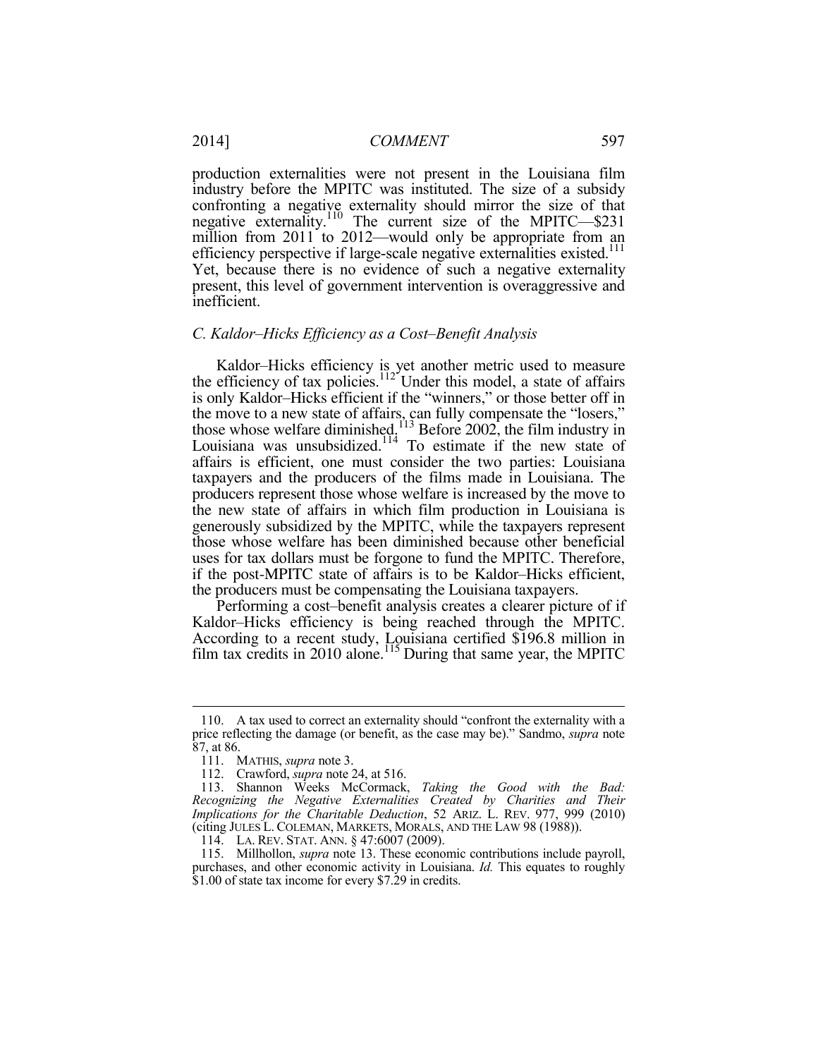production externalities were not present in the Louisiana film industry before the MPITC was instituted. The size of a subsidy confronting a negative externality should mirror the size of that negative externality.[110] The current size of the MPITC—$231 million from 2011 to 2012—would only be appropriate from an efficiency perspective if large-scale negative externalities existed.[111] Yet, because there is no evidence of such a negative externality present, this level of government intervention is overaggressive and inefficient.

### *C. Kaldor–Hicks Efficiency as a Cost–Benefit Analysis*

Kaldor–Hicks efficiency is yet another metric used to measure the efficiency of tax policies.[112] Under this model, a state of affairs is only Kaldor–Hicks efficient if the "winners," or those better off in the move to a new state of affairs, can fully compensate the "losers," those whose welfare diminished.[113] Before 2002, the film industry in Louisiana was unsubsidized.[114] To estimate if the new state of affairs is efficient, one must consider the two parties: Louisiana taxpayers and the producers of the films made in Louisiana. The producers represent those whose welfare is increased by the move to the new state of affairs in which film production in Louisiana is generously subsidized by the MPITC, while the taxpayers represent those whose welfare has been diminished because other beneficial uses for tax dollars must be forgone to fund the MPITC. Therefore, if the post-MPITC state of affairs is to be Kaldor–Hicks efficient, the producers must be compensating the Louisiana taxpayers.

Performing a cost–benefit analysis creates a clearer picture of if Kaldor–Hicks efficiency is being reached through the MPITC. According to a recent study, Louisiana certified $196.8 million in film tax credits in 2010 alone.[115] During that same year, the MPITC

---

110. A tax used to correct an externality should "confront the externality with a price reflecting the damage (or benefit, as the case may be)." Sandmo, *supra* note 87, at 86.

111. MATHIS, *supra* note 3.

112. Crawford, *supra* note 24, at 516.

113. Shannon Weeks McCormack, *Taking the Good with the Bad: Recognizing the Negative Externalities Created by Charities and Their Implications for the Charitable Deduction*, 52 ARIZ. L. REV. 977, 999 (2010) (citing JULES L. COLEMAN, MARKETS, MORALS, AND THE LAW 98 (1988)).

114. LA. REV. STAT. ANN. § 47:6007 (2009).

115. Millhollon, *supra* note 13. These economic contributions include payroll, purchases, and other economic activity in Louisiana. *Id.* This equates to roughly $1.00 of state tax income for every $7.29 in credits.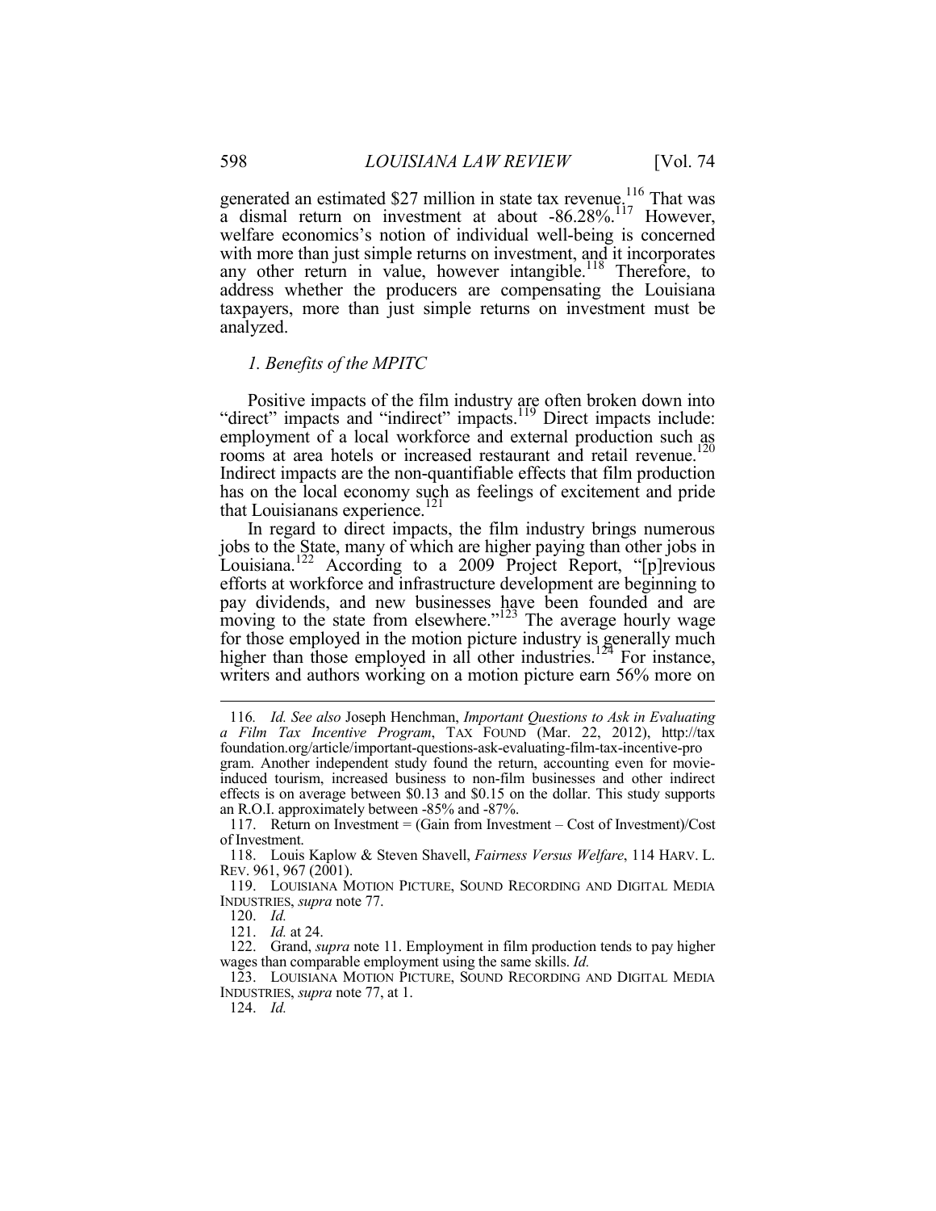generated an estimated $27 million in state tax revenue.[116] That was a dismal return on investment at about -86.28%.[117] However, welfare economics's notion of individual well-being is concerned with more than just simple returns on investment, and it incorporates any other return in value, however intangible.[118] Therefore, to address whether the producers are compensating the Louisiana taxpayers, more than just simple returns on investment must be analyzed.

### *1. Benefits of the MPITC*

Positive impacts of the film industry are often broken down into "direct" impacts and "indirect" impacts.[119] Direct impacts include: employment of a local workforce and external production such as rooms at area hotels or increased restaurant and retail revenue.[120] Indirect impacts are the non-quantifiable effects that film production has on the local economy such as feelings of excitement and pride that Louisianans experience.[121]

In regard to direct impacts, the film industry brings numerous jobs to the State, many of which are higher paying than other jobs in Louisiana.[122] According to a 2009 Project Report, "[p]revious efforts at workforce and infrastructure development are beginning to pay dividends, and new businesses have been founded and are moving to the state from elsewhere."[123] The average hourly wage for those employed in the motion picture industry is generally much higher than those employed in all other industries.[124] For instance, writers and authors working on a motion picture earn 56% more on

---

116. *Id. See also* Joseph Henchman, *Important Questions to Ask in Evaluating a Film Tax Incentive Program*, TAX FOUND (Mar. 22, 2012), http://taxfoundation.org/article/important-questions-ask-evaluating-film-tax-incentive-program. Another independent study found the return, accounting even for movie-induced tourism, increased business to non-film businesses and other indirect effects is on average between $0.13 and $0.15 on the dollar. This study supports an R.O.I. approximately between -85% and -87%.

117. Return on Investment = (Gain from Investment – Cost of Investment)/Cost of Investment.

118. Louis Kaplow & Steven Shavell, *Fairness Versus Welfare*, 114 HARV. L. REV. 961, 967 (2001).

119. LOUISIANA MOTION PICTURE, SOUND RECORDING AND DIGITAL MEDIA INDUSTRIES, *supra* note 77.

120. *Id.*

121. *Id.* at 24.

122. Grand, *supra* note 11. Employment in film production tends to pay higher wages than comparable employment using the same skills. *Id.*

123. LOUISIANA MOTION PICTURE, SOUND RECORDING AND DIGITAL MEDIA INDUSTRIES, *supra* note 77, at 1.

124. *Id.*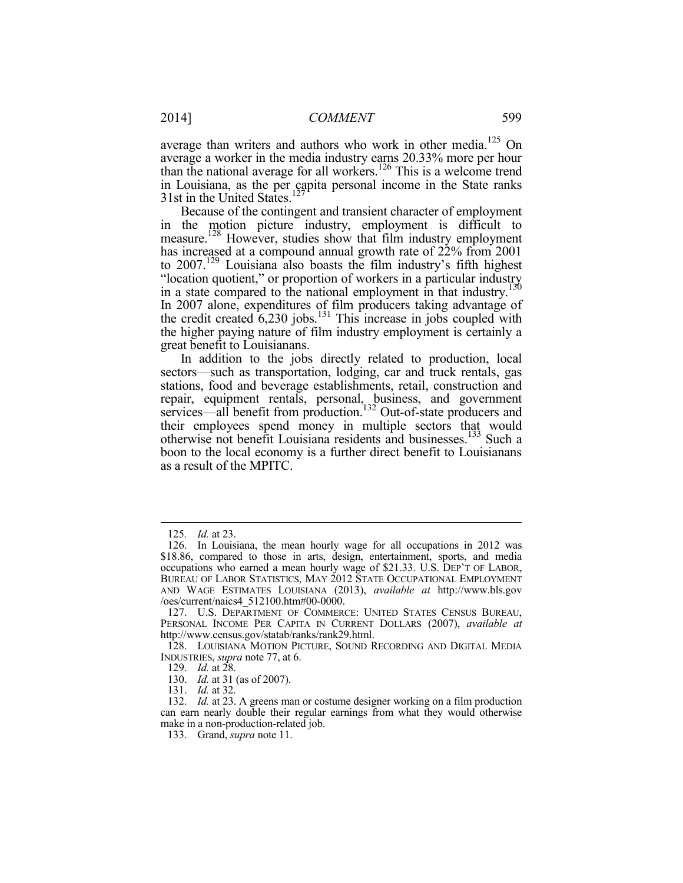average than writers and authors who work in other media.[125] On average a worker in the media industry earns 20.33% more per hour than the national average for all workers.[126] This is a welcome trend in Louisiana, as the per capita personal income in the State ranks 31st in the United States.[127]

Because of the contingent and transient character of employment in the motion picture industry, employment is difficult to measure.[128] However, studies show that film industry employment has increased at a compound annual growth rate of 22% from 2001 to 2007.[129] Louisiana also boasts the film industry's fifth highest "location quotient," or proportion of workers in a particular industry in a state compared to the national employment in that industry.[130] In 2007 alone, expenditures of film producers taking advantage of the credit created 6,230 jobs.[131] This increase in jobs coupled with the higher paying nature of film industry employment is certainly a great benefit to Louisianans.

In addition to the jobs directly related to production, local sectors—such as transportation, lodging, car and truck rentals, gas stations, food and beverage establishments, retail, construction and repair, equipment rentals, personal, business, and government services—all benefit from production.[132] Out-of-state producers and their employees spend money in multiple sectors that would otherwise not benefit Louisiana residents and businesses.[133] Such a boon to the local economy is a further direct benefit to Louisianans as a result of the MPITC.

---

125. *Id.* at 23.

126. In Louisiana, the mean hourly wage for all occupations in 2012 was $18.86, compared to those in arts, design, entertainment, sports, and media occupations who earned a mean hourly wage of $21.33. U.S. DEP'T OF LABOR, BUREAU OF LABOR STATISTICS, MAY 2012 STATE OCCUPATIONAL EMPLOYMENT AND WAGE ESTIMATES LOUISIANA (2013), *available at* http://www.bls.gov/oes/current/naics4_512100.htm#00-0000.

127. U.S. DEPARTMENT OF COMMERCE: UNITED STATES CENSUS BUREAU, PERSONAL INCOME PER CAPITA IN CURRENT DOLLARS (2007), *available at* http://www.census.gov/statab/ranks/rank29.html.

128. LOUISIANA MOTION PICTURE, SOUND RECORDING AND DIGITAL MEDIA INDUSTRIES, *supra* note 77, at 6.

129. *Id.* at 28.

130. *Id.* at 31 (as of 2007).

131. *Id.* at 32.

132. *Id.* at 23. A greens man or costume designer working on a film production can earn nearly double their regular earnings from what they would otherwise make in a non-production-related job.

133. Grand, *supra* note 11.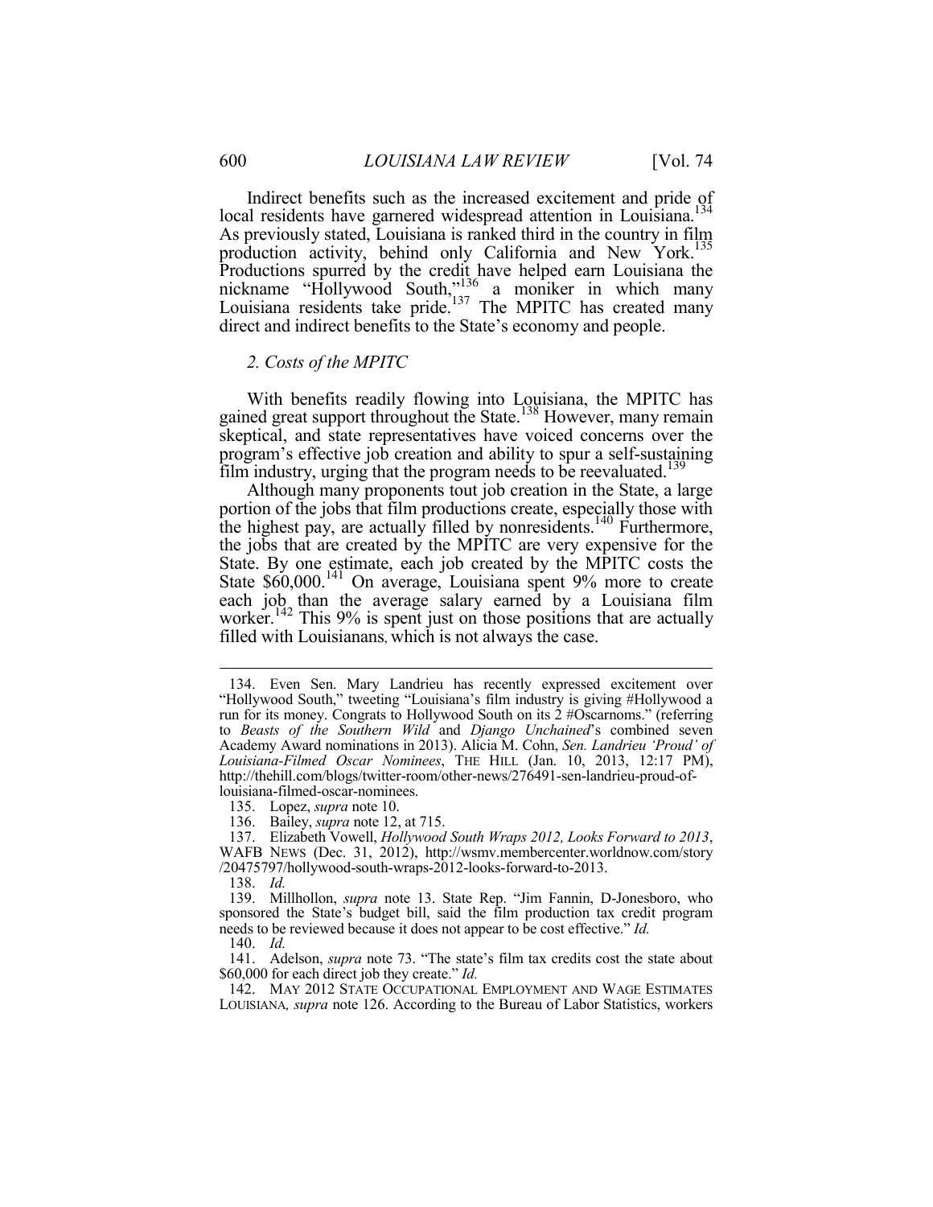Indirect benefits such as the increased excitement and pride of local residents have garnered widespread attention in Louisiana.[134] As previously stated, Louisiana is ranked third in the country in film production activity, behind only California and New York.[135] Productions spurred by the credit have helped earn Louisiana the nickname "Hollywood South,"[136] a moniker in which many Louisiana residents take pride.[137] The MPITC has created many direct and indirect benefits to the State's economy and people.

### *2. Costs of the MPITC*

With benefits readily flowing into Louisiana, the MPITC has gained great support throughout the State.[138] However, many remain skeptical, and state representatives have voiced concerns over the program's effective job creation and ability to spur a self-sustaining film industry, urging that the program needs to be reevaluated.[139]

Although many proponents tout job creation in the State, a large portion of the jobs that film productions create, especially those with the highest pay, are actually filled by nonresidents.[140] Furthermore, the jobs that are created by the MPITC are very expensive for the State. By one estimate, each job created by the MPITC costs the State $60,000.[141] On average, Louisiana spent 9% more to create each job than the average salary earned by a Louisiana film worker.[142] This 9% is spent just on those positions that are actually filled with Louisianans, which is not always the case.

---

134. Even Sen. Mary Landrieu has recently expressed excitement over "Hollywood South," tweeting "Louisiana's film industry is giving #Hollywood a run for its money. Congrats to Hollywood South on its 2 #Oscarnoms." (referring to *Beasts of the Southern Wild* and *Django Unchained*'s combined seven Academy Award nominations in 2013). Alicia M. Cohn, *Sen. Landrieu 'Proud' of Louisiana-Filmed Oscar Nominees*, THE HILL (Jan. 10, 2013, 12:17 PM), http://thehill.com/blogs/twitter-room/other-news/276491-sen-landrieu-proud-of-louisiana-filmed-oscar-nominees.

135. Lopez, *supra* note 10.

136. Bailey, *supra* note 12, at 715.

137. Elizabeth Vowell, *Hollywood South Wraps 2012, Looks Forward to 2013*, WAFB NEWS (Dec. 31, 2012), http://wsmv.membercenter.worldnow.com/story/20475797/hollywood-south-wraps-2012-looks-forward-to-2013.

138. *Id.*

139. Millhollon, *supra* note 13. State Rep. "Jim Fannin, D-Jonesboro, who sponsored the State's budget bill, said the film production tax credit program needs to be reviewed because it does not appear to be cost effective." *Id.*

140. *Id.*

141. Adelson, *supra* note 73. "The state's film tax credits cost the state about $60,000 for each direct job they create." *Id.*

142. MAY 2012 STATE OCCUPATIONAL EMPLOYMENT AND WAGE ESTIMATES LOUISIANA, *supra* note 126. According to the Bureau of Labor Statistics, workers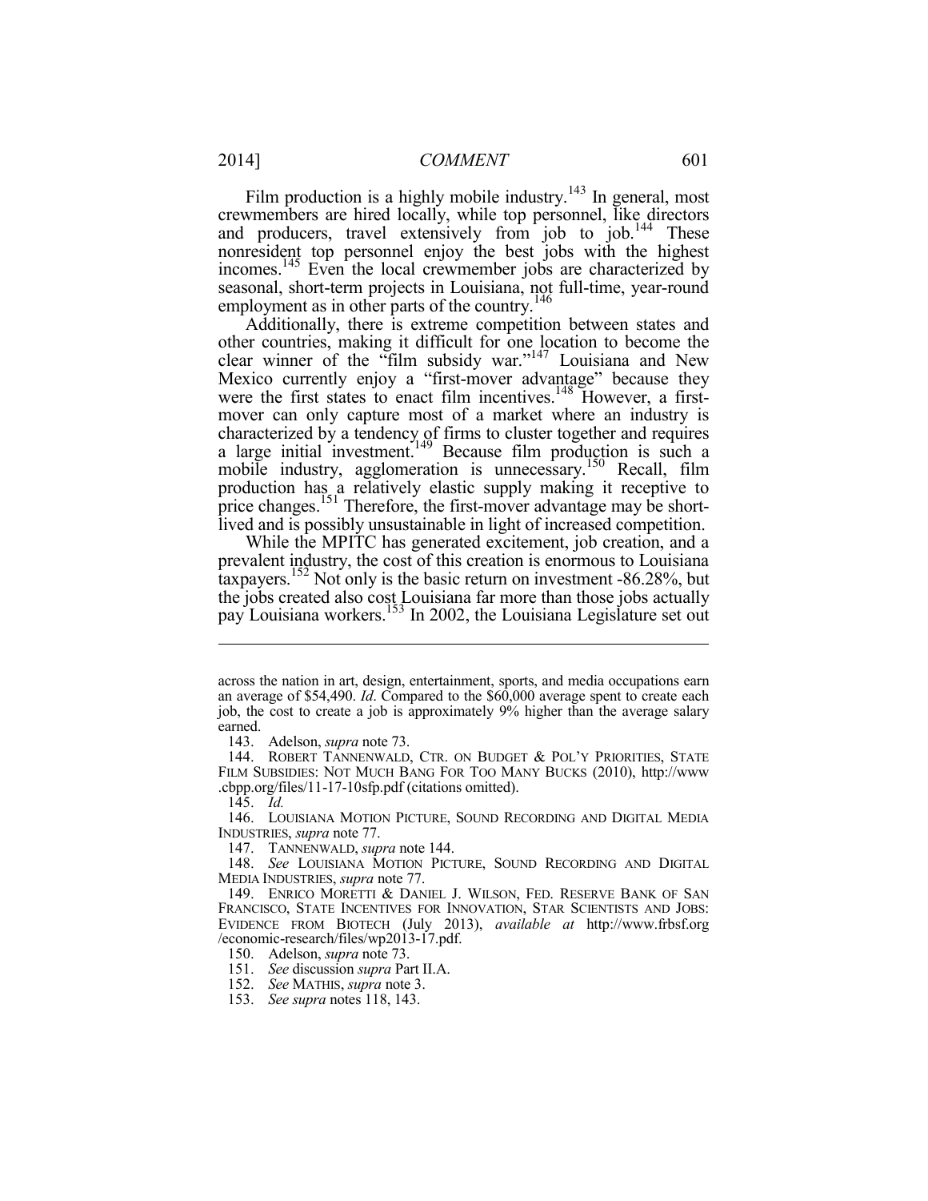Film production is a highly mobile industry.[143] In general, most crewmembers are hired locally, while top personnel, like directors and producers, travel extensively from job to job.[144] These nonresident top personnel enjoy the best jobs with the highest incomes.[145] Even the local crewmember jobs are characterized by seasonal, short-term projects in Louisiana, not full-time, year-round employment as in other parts of the country.[146]

Additionally, there is extreme competition between states and other countries, making it difficult for one location to become the clear winner of the "film subsidy war."[147] Louisiana and New Mexico currently enjoy a "first-mover advantage" because they were the first states to enact film incentives.[148] However, a first-mover can only capture most of a market where an industry is characterized by a tendency of firms to cluster together and requires a large initial investment.[149] Because film production is such a mobile industry, agglomeration is unnecessary.[150] Recall, film production has a relatively elastic supply making it receptive to price changes.[151] Therefore, the first-mover advantage may be short-lived and is possibly unsustainable in light of increased competition.

While the MPITC has generated excitement, job creation, and a prevalent industry, the cost of this creation is enormous to Louisiana taxpayers.[152] Not only is the basic return on investment -86.28%, but the jobs created also cost Louisiana far more than those jobs actually pay Louisiana workers.[153] In 2002, the Louisiana Legislature set out

---

across the nation in art, design, entertainment, sports, and media occupations earn an average of $54,490. *Id*. Compared to the $60,000 average spent to create each job, the cost to create a job is approximately 9% higher than the average salary earned.

143. Adelson, *supra* note 73.

144. ROBERT TANNENWALD, CTR. ON BUDGET & POL'Y PRIORITIES, STATE FILM SUBSIDIES: NOT MUCH BANG FOR TOO MANY BUCKS (2010), http://www.cbpp.org/files/11-17-10sfp.pdf (citations omitted).

145. *Id.*

146. LOUISIANA MOTION PICTURE, SOUND RECORDING AND DIGITAL MEDIA INDUSTRIES, *supra* note 77.

147. TANNENWALD, *supra* note 144.

148. *See* LOUISIANA MOTION PICTURE, SOUND RECORDING AND DIGITAL MEDIA INDUSTRIES, *supra* note 77.

149. ENRICO MORETTI & DANIEL J. WILSON, FED. RESERVE BANK OF SAN FRANCISCO, STATE INCENTIVES FOR INNOVATION, STAR SCIENTISTS AND JOBS: EVIDENCE FROM BIOTECH (July 2013), *available at* http://www.frbsf.org/economic-research/files/wp2013-17.pdf.

150. Adelson, *supra* note 73.

151. *See* discussion *supra* Part II.A.

152. *See* MATHIS, *supra* note 3.

153. *See supra* notes 118, 143.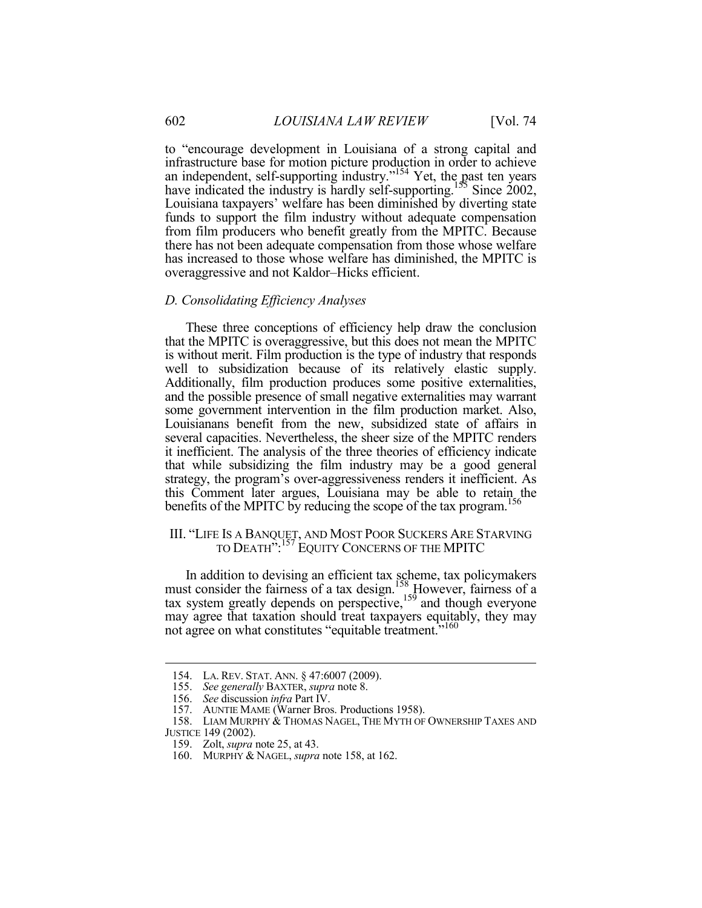to "encourage development in Louisiana of a strong capital and infrastructure base for motion picture production in order to achieve an independent, self-supporting industry."[154] Yet, the past ten years have indicated the industry is hardly self-supporting.[155] Since 2002, Louisiana taxpayers' welfare has been diminished by diverting state funds to support the film industry without adequate compensation from film producers who benefit greatly from the MPITC. Because there has not been adequate compensation from those whose welfare has increased to those whose welfare has diminished, the MPITC is overaggressive and not Kaldor–Hicks efficient.

### *D. Consolidating Efficiency Analyses*

These three conceptions of efficiency help draw the conclusion that the MPITC is overaggressive, but this does not mean the MPITC is without merit. Film production is the type of industry that responds well to subsidization because of its relatively elastic supply. Additionally, film production produces some positive externalities, and the possible presence of small negative externalities may warrant some government intervention in the film production market. Also, Louisianans benefit from the new, subsidized state of affairs in several capacities. Nevertheless, the sheer size of the MPITC renders it inefficient. The analysis of the three theories of efficiency indicate that while subsidizing the film industry may be a good general strategy, the program's over-aggressiveness renders it inefficient. As this Comment later argues, Louisiana may be able to retain the benefits of the MPITC by reducing the scope of the tax program.[156]

## III. "LIFE IS A BANQUET, AND MOST POOR SUCKERS ARE STARVING TO DEATH":[157] EQUITY CONCERNS OF THE MPITC

In addition to devising an efficient tax scheme, tax policymakers must consider the fairness of a tax design.[158] However, fairness of a tax system greatly depends on perspective,[159] and though everyone may agree that taxation should treat taxpayers equitably, they may not agree on what constitutes "equitable treatment."[160]

---

154. LA. REV. STAT. ANN. § 47:6007 (2009).

155. *See generally* BAXTER, *supra* note 8.

156. *See* discussion *infra* Part IV.

157. AUNTIE MAME (Warner Bros. Productions 1958).

158. LIAM MURPHY & THOMAS NAGEL, THE MYTH OF OWNERSHIP TAXES AND JUSTICE 149 (2002).

159. Zolt, *supra* note 25, at 43.

160. MURPHY & NAGEL, *supra* note 158, at 162.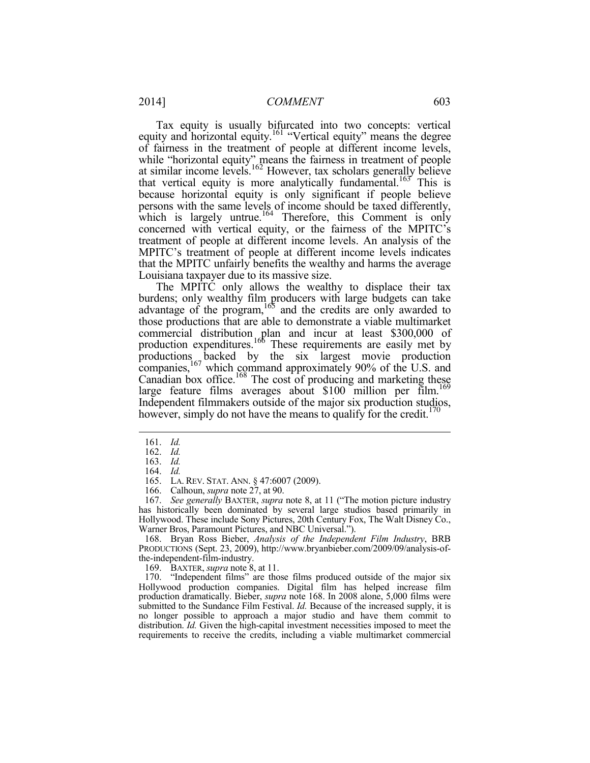Tax equity is usually bifurcated into two concepts: vertical equity and horizontal equity.[161] "Vertical equity" means the degree of fairness in the treatment of people at different income levels, while "horizontal equity" means the fairness in treatment of people at similar income levels.[162] However, tax scholars generally believe that vertical equity is more analytically fundamental.[163] This is because horizontal equity is only significant if people believe persons with the same levels of income should be taxed differently, which is largely untrue.[164] Therefore, this Comment is only concerned with vertical equity, or the fairness of the MPITC's treatment of people at different income levels. An analysis of the MPITC's treatment of people at different income levels indicates that the MPITC unfairly benefits the wealthy and harms the average Louisiana taxpayer due to its massive size.

The MPITC only allows the wealthy to displace their tax burdens; only wealthy film producers with large budgets can take advantage of the program,[165] and the credits are only awarded to those productions that are able to demonstrate a viable multimarket commercial distribution plan and incur at least $300,000 of production expenditures.[166] These requirements are easily met by productions backed by the six largest movie production companies,[167] which command approximately 90% of the U.S. and Canadian box office.[168] The cost of producing and marketing these large feature films averages about $100 million per film.[169] Independent filmmakers outside of the major six production studios, however, simply do not have the means to qualify for the credit.[170]

---

161. *Id.*

162. *Id.*

163. *Id.*

164. *Id.*

165. LA. REV. STAT. ANN. § 47:6007 (2009).

166. Calhoun, *supra* note 27, at 90.

167. *See generally* BAXTER, *supra* note 8, at 11 ("The motion picture industry has historically been dominated by several large studios based primarily in Hollywood. These include Sony Pictures, 20th Century Fox, The Walt Disney Co., Warner Bros, Paramount Pictures, and NBC Universal.").

168. Bryan Ross Bieber, *Analysis of the Independent Film Industry*, BRB PRODUCTIONS (Sept. 23, 2009), http://www.bryanbieber.com/2009/09/analysis-of-the-independent-film-industry.

169. BAXTER, *supra* note 8, at 11.

170. "Independent films" are those films produced outside of the major six Hollywood production companies. Digital film has helped increase film production dramatically. Bieber, *supra* note 168. In 2008 alone, 5,000 films were submitted to the Sundance Film Festival. *Id.* Because of the increased supply, it is no longer possible to approach a major studio and have them commit to distribution. *Id.* Given the high-capital investment necessities imposed to meet the requirements to receive the credits, including a viable multimarket commercial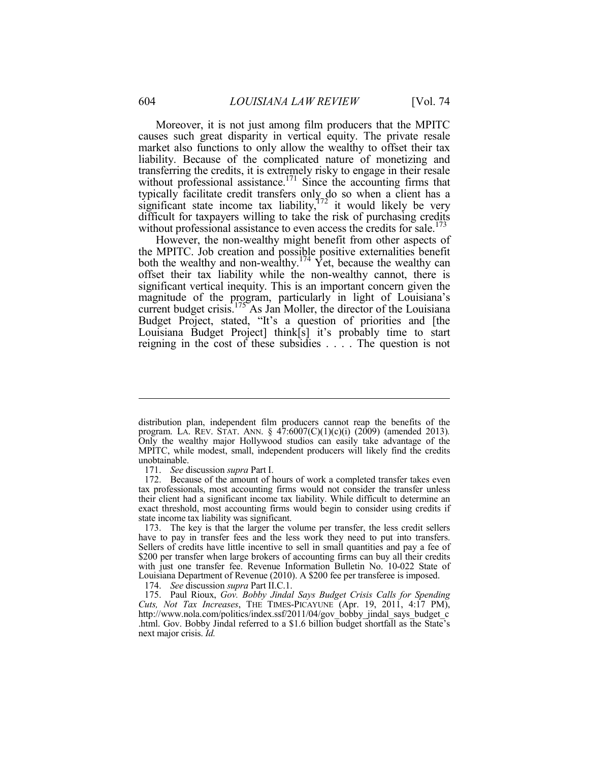Moreover, it is not just among film producers that the MPITC causes such great disparity in vertical equity. The private resale market also functions to only allow the wealthy to offset their tax liability. Because of the complicated nature of monetizing and transferring the credits, it is extremely risky to engage in their resale without professional assistance.[171] Since the accounting firms that typically facilitate credit transfers only do so when a client has a significant state income tax liability,[172] it would likely be very difficult for taxpayers willing to take the risk of purchasing credits without professional assistance to even access the credits for sale.[173]

However, the non-wealthy might benefit from other aspects of the MPITC. Job creation and possible positive externalities benefit both the wealthy and non-wealthy.[174] Yet, because the wealthy can offset their tax liability while the non-wealthy cannot, there is significant vertical inequity. This is an important concern given the magnitude of the program, particularly in light of Louisiana's current budget crisis.[175] As Jan Moller, the director of the Louisiana Budget Project, stated, "It's a question of priorities and [the Louisiana Budget Project] think[s] it's probably time to start reigning in the cost of these subsidies . . . . The question is not

---

distribution plan, independent film producers cannot reap the benefits of the program. LA. REV. STAT. ANN. § 47:6007(C)(1)(c)(i) (2009) (amended 2013). Only the wealthy major Hollywood studios can easily take advantage of the MPITC, while modest, small, independent producers will likely find the credits unobtainable.

171. *See* discussion *supra* Part I.

172. Because of the amount of hours of work a completed transfer takes even tax professionals, most accounting firms would not consider the transfer unless their client had a significant income tax liability. While difficult to determine an exact threshold, most accounting firms would begin to consider using credits if state income tax liability was significant.

173. The key is that the larger the volume per transfer, the less credit sellers have to pay in transfer fees and the less work they need to put into transfers. Sellers of credits have little incentive to sell in small quantities and pay a fee of $200 per transfer when large brokers of accounting firms can buy all their credits with just one transfer fee. Revenue Information Bulletin No. 10-022 State of Louisiana Department of Revenue (2010). A $200 fee per transferee is imposed.

174. *See* discussion *supra* Part II.C.1.

175. Paul Rioux, *Gov. Bobby Jindal Says Budget Crisis Calls for Spending Cuts, Not Tax Increases*, THE TIMES-PICAYUNE (Apr. 19, 2011, 4:17 PM), http://www.nola.com/politics/index.ssf/2011/04/gov_bobby_jindal_says_budget_c .html. Gov. Bobby Jindal referred to a $1.6 billion budget shortfall as the State's next major crisis. *Id.*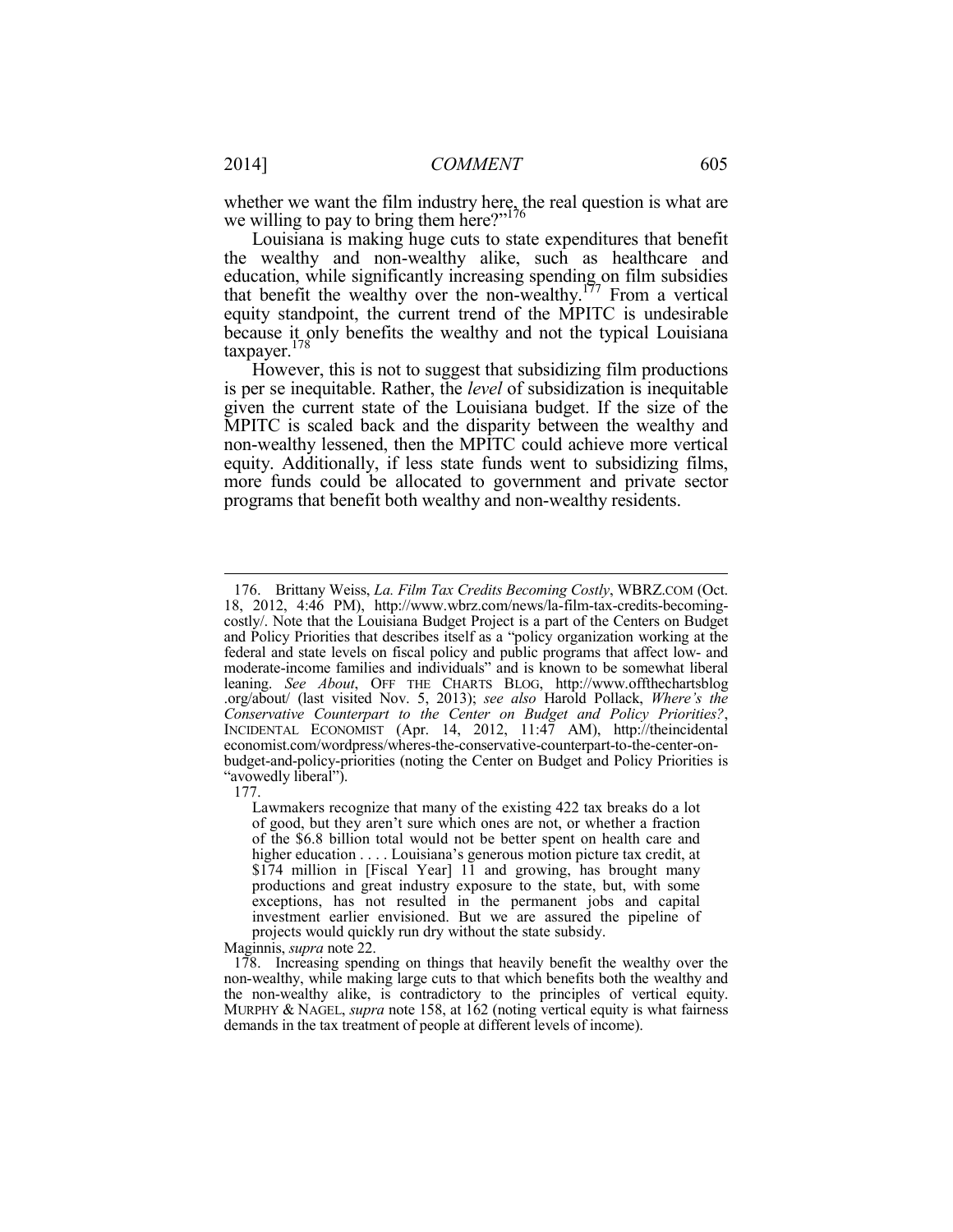whether we want the film industry here, the real question is what are we willing to pay to bring them here?"[176]

Louisiana is making huge cuts to state expenditures that benefit the wealthy and non-wealthy alike, such as healthcare and education, while significantly increasing spending on film subsidies that benefit the wealthy over the non-wealthy.[177] From a vertical equity standpoint, the current trend of the MPITC is undesirable because it only benefits the wealthy and not the typical Louisiana taxpayer.[178]

However, this is not to suggest that subsidizing film productions is per se inequitable. Rather, the *level* of subsidization is inequitable given the current state of the Louisiana budget. If the size of the MPITC is scaled back and the disparity between the wealthy and non-wealthy lessened, then the MPITC could achieve more vertical equity. Additionally, if less state funds went to subsidizing films, more funds could be allocated to government and private sector programs that benefit both wealthy and non-wealthy residents.

---

176. Brittany Weiss, *La. Film Tax Credits Becoming Costly*, WBRZ.COM (Oct. 18, 2012, 4:46 PM), http://www.wbrz.com/news/la-film-tax-credits-becoming-costly/. Note that the Louisiana Budget Project is a part of the Centers on Budget and Policy Priorities that describes itself as a "policy organization working at the federal and state levels on fiscal policy and public programs that affect low- and moderate-income families and individuals" and is known to be somewhat liberal leaning. *See About*, OFF THE CHARTS BLOG, http://www.offthechartsblog.org/about/ (last visited Nov. 5, 2013); *see also* Harold Pollack, *Where's the Conservative Counterpart to the Center on Budget and Policy Priorities?*, INCIDENTAL ECONOMIST (Apr. 14, 2012, 11:47 AM), http://theincidentaleconomist.com/wordpress/wheres-the-conservative-counterpart-to-the-center-on-budget-and-policy-priorities (noting the Center on Budget and Policy Priorities is "avowedly liberal").

177.

> Lawmakers recognize that many of the existing 422 tax breaks do a lot of good, but they aren't sure which ones are not, or whether a fraction of the $6.8 billion total would not be better spent on health care and higher education . . . . Louisiana's generous motion picture tax credit, at $174 million in [Fiscal Year] 11 and growing, has brought many productions and great industry exposure to the state, but, with some exceptions, has not resulted in the permanent jobs and capital investment earlier envisioned. But we are assured the pipeline of projects would quickly run dry without the state subsidy.

Maginnis, *supra* note 22.

178. Increasing spending on things that heavily benefit the wealthy over the non-wealthy, while making large cuts to that which benefits both the wealthy and the non-wealthy alike, is contradictory to the principles of vertical equity. MURPHY & NAGEL, *supra* note 158, at 162 (noting vertical equity is what fairness demands in the tax treatment of people at different levels of income).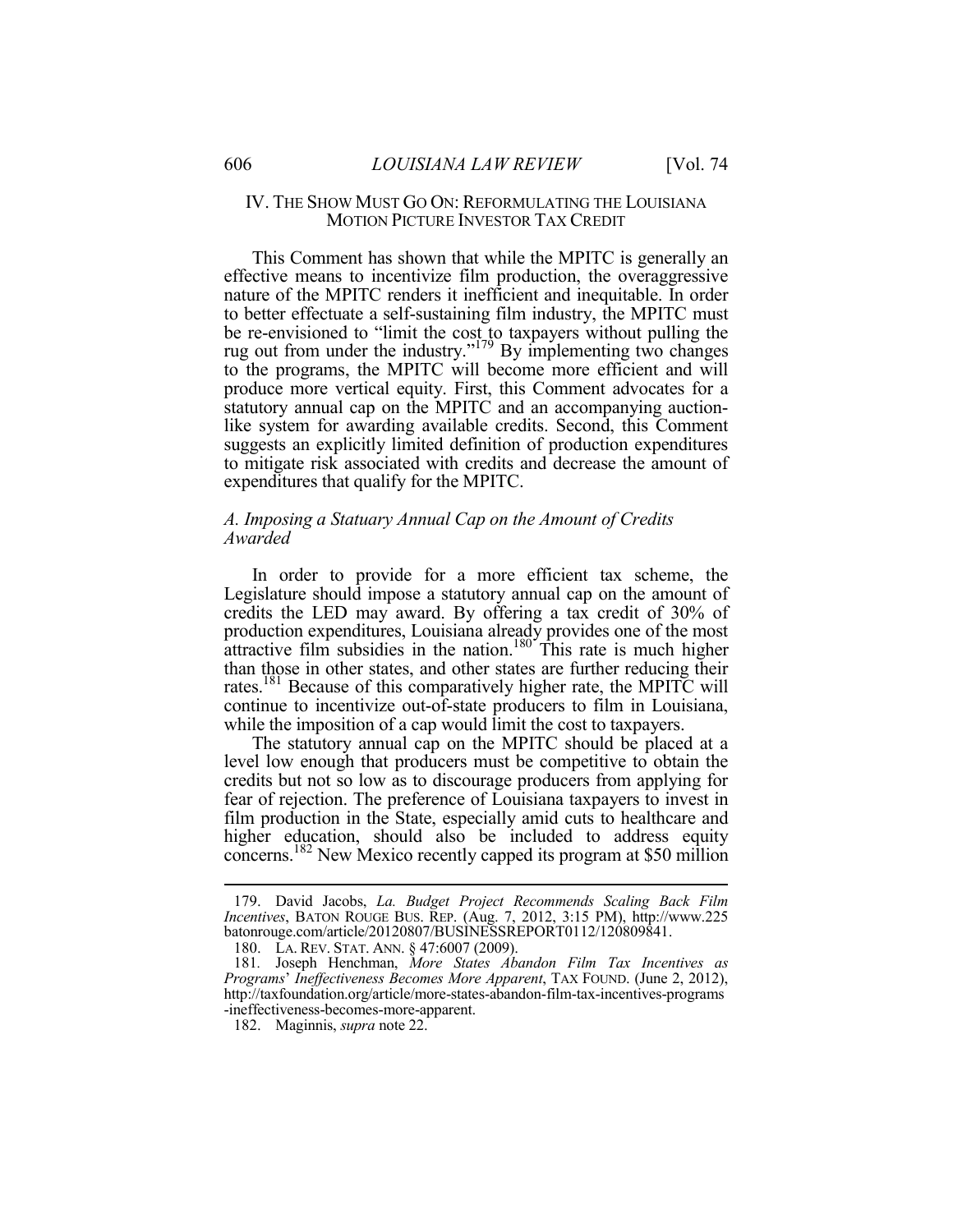## IV. THE SHOW MUST GO ON: REFORMULATING THE LOUISIANA MOTION PICTURE INVESTOR TAX CREDIT

This Comment has shown that while the MPITC is generally an effective means to incentivize film production, the overaggressive nature of the MPITC renders it inefficient and inequitable. In order to better effectuate a self-sustaining film industry, the MPITC must be re-envisioned to "limit the cost to taxpayers without pulling the rug out from under the industry."[179] By implementing two changes to the programs, the MPITC will become more efficient and will produce more vertical equity. First, this Comment advocates for a statutory annual cap on the MPITC and an accompanying auction-like system for awarding available credits. Second, this Comment suggests an explicitly limited definition of production expenditures to mitigate risk associated with credits and decrease the amount of expenditures that qualify for the MPITC.

### *A. Imposing a Statuary Annual Cap on the Amount of Credits Awarded*

In order to provide for a more efficient tax scheme, the Legislature should impose a statutory annual cap on the amount of credits the LED may award. By offering a tax credit of 30% of production expenditures, Louisiana already provides one of the most attractive film subsidies in the nation.[180] This rate is much higher than those in other states, and other states are further reducing their rates.[181] Because of this comparatively higher rate, the MPITC will continue to incentivize out-of-state producers to film in Louisiana, while the imposition of a cap would limit the cost to taxpayers.

The statutory annual cap on the MPITC should be placed at a level low enough that producers must be competitive to obtain the credits but not so low as to discourage producers from applying for fear of rejection. The preference of Louisiana taxpayers to invest in film production in the State, especially amid cuts to healthcare and higher education, should also be included to address equity concerns.[182] New Mexico recently capped its program at $50 million

---

179. David Jacobs, *La. Budget Project Recommends Scaling Back Film Incentives*, BATON ROUGE BUS. REP. (Aug. 7, 2012, 3:15 PM), http://www.225batonrouge.com/article/20120807/BUSINESSREPORT0112/120809841.

180. LA. REV. STAT. ANN. § 47:6007 (2009).

181. Joseph Henchman, *More States Abandon Film Tax Incentives as Programs' Ineffectiveness Becomes More Apparent*, TAX FOUND. (June 2, 2012), http://taxfoundation.org/article/more-states-abandon-film-tax-incentives-programs-ineffectiveness-becomes-more-apparent.

182. Maginnis, *supra* note 22.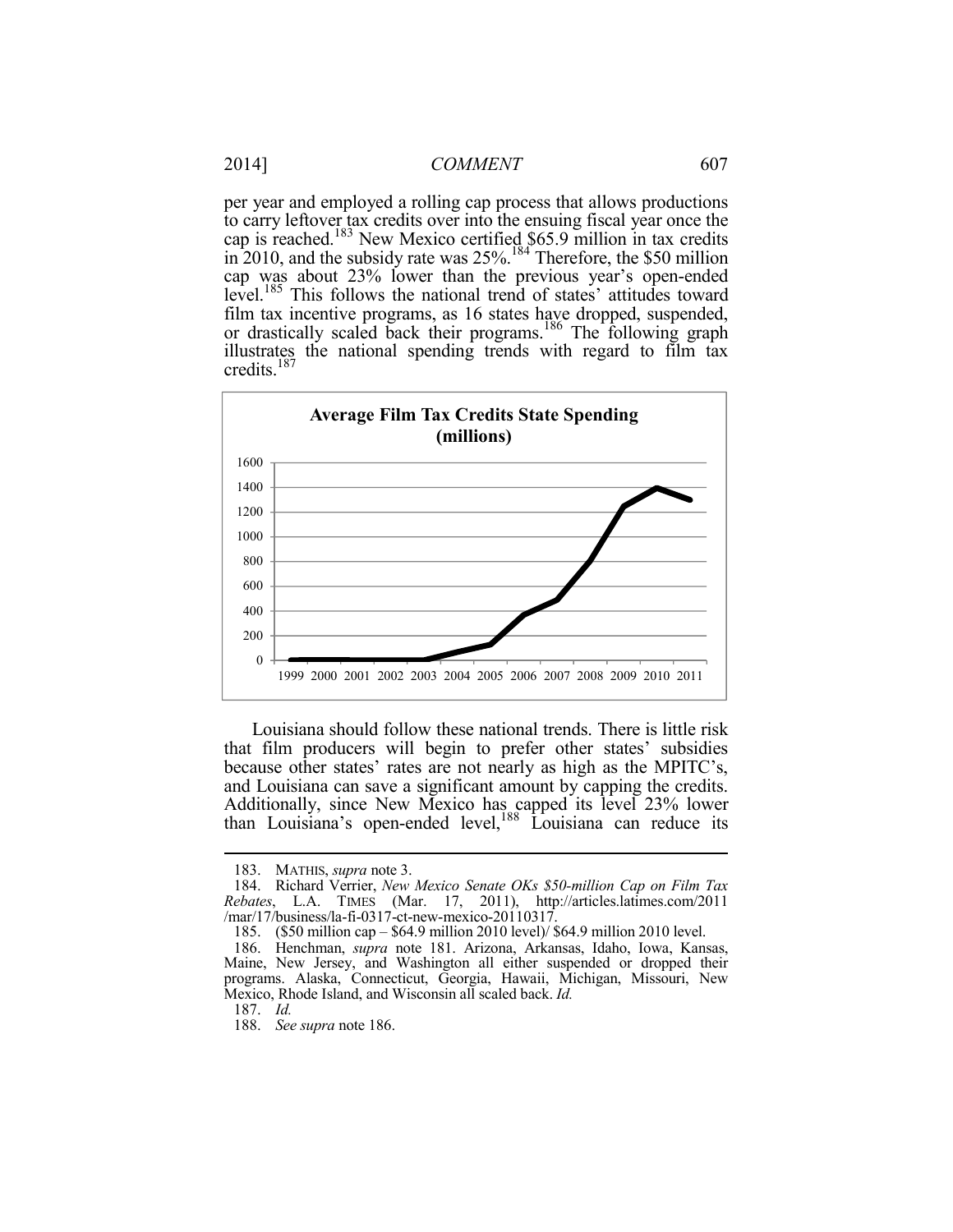per year and employed a rolling cap process that allows productions to carry leftover tax credits over into the ensuing fiscal year once the cap is reached.[183] New Mexico certified $65.9 million in tax credits in 2010, and the subsidy rate was 25%.[184] Therefore, the $50 million cap was about 23% lower than the previous year's open-ended level.[185] This follows the national trend of states' attitudes toward film tax incentive programs, as 16 states have dropped, suspended, or drastically scaled back their programs.[186] The following graph illustrates the national spending trends with regard to film tax credits.[187]

**Average Film Tax Credits State Spending (millions)**

| Year | Spending (millions, approx.) |
|---|---|
| 1999 | 0 |
| 2000 | 0 |
| 2001 | 0 |
| 2002 | 0 |
| 2003 | 0 |
| 2004 | 70 |
| 2005 | 130 |
| 2006 | 370 |
| 2007 | 490 |
| 2008 | 800 |
| 2009 | 1250 |
| 2010 | 1400 |
| 2011 | 1300 |

Louisiana should follow these national trends. There is little risk that film producers will begin to prefer other states' subsidies because other states' rates are not nearly as high as the MPITC's, and Louisiana can save a significant amount by capping the credits. Additionally, since New Mexico has capped its level 23% lower than Louisiana's open-ended level,[188] Louisiana can reduce its

---

183. MATHIS, *supra* note 3.

184. Richard Verrier, *New Mexico Senate OKs $50-million Cap on Film Tax Rebates*, L.A. TIMES (Mar. 17, 2011), http://articles.latimes.com/2011/mar/17/business/la-fi-0317-ct-new-mexico-20110317.

185. ($50 million cap – $64.9 million 2010 level)/ $64.9 million 2010 level.

186. Henchman, *supra* note 181. Arizona, Arkansas, Idaho, Iowa, Kansas, Maine, New Jersey, and Washington all either suspended or dropped their programs. Alaska, Connecticut, Georgia, Hawaii, Michigan, Missouri, New Mexico, Rhode Island, and Wisconsin all scaled back. *Id.*

187. *Id.*

188. *See supra* note 186.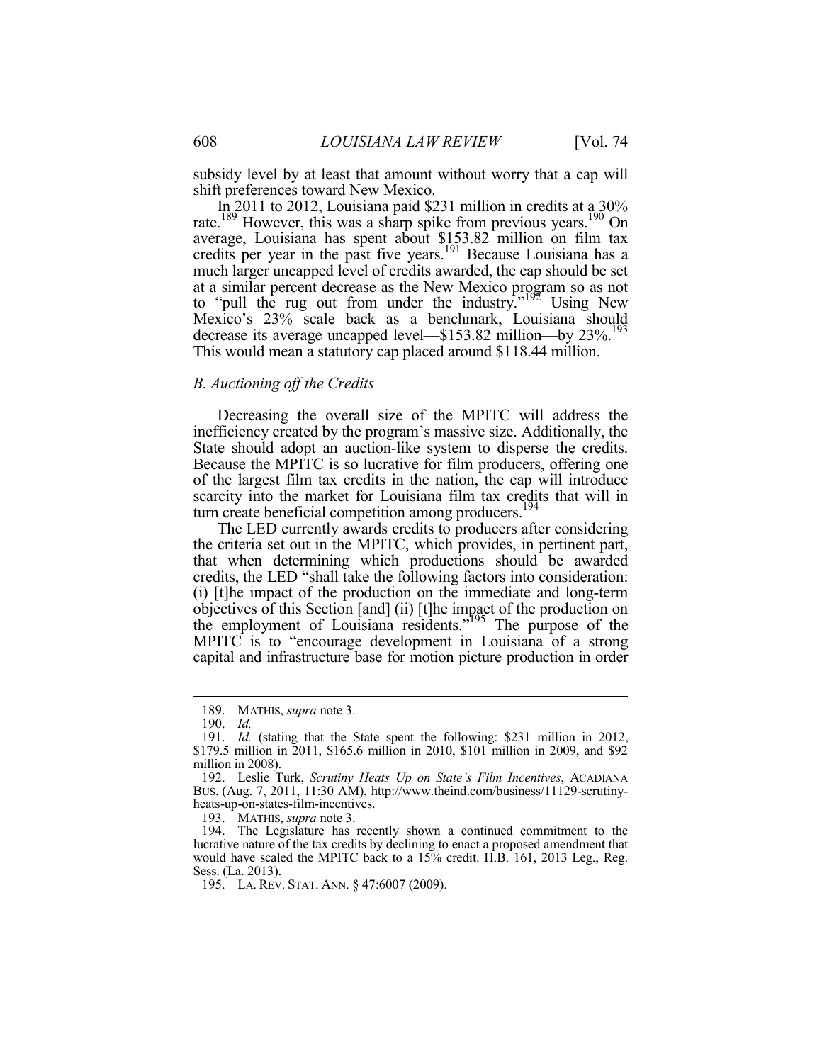subsidy level by at least that amount without worry that a cap will shift preferences toward New Mexico.

In 2011 to 2012, Louisiana paid $231 million in credits at a 30% rate.[189] However, this was a sharp spike from previous years.[190] On average, Louisiana has spent about $153.82 million on film tax credits per year in the past five years.[191] Because Louisiana has a much larger uncapped level of credits awarded, the cap should be set at a similar percent decrease as the New Mexico program so as not to "pull the rug out from under the industry."[192] Using New Mexico's 23% scale back as a benchmark, Louisiana should decrease its average uncapped level—$153.82 million—by 23%.[193] This would mean a statutory cap placed around $118.44 million.

### *B. Auctioning off the Credits*

Decreasing the overall size of the MPITC will address the inefficiency created by the program's massive size. Additionally, the State should adopt an auction-like system to disperse the credits. Because the MPITC is so lucrative for film producers, offering one of the largest film tax credits in the nation, the cap will introduce scarcity into the market for Louisiana film tax credits that will in turn create beneficial competition among producers.[194]

The LED currently awards credits to producers after considering the criteria set out in the MPITC, which provides, in pertinent part, that when determining which productions should be awarded credits, the LED "shall take the following factors into consideration: (i) [t]he impact of the production on the immediate and long-term objectives of this Section [and] (ii) [t]he impact of the production on the employment of Louisiana residents."[195] The purpose of the MPITC is to "encourage development in Louisiana of a strong capital and infrastructure base for motion picture production in order

---

189. MATHIS, *supra* note 3.

190. *Id.*

191. *Id.* (stating that the State spent the following: $231 million in 2012, $179.5 million in 2011, $165.6 million in 2010, $101 million in 2009, and $92 million in 2008).

192. Leslie Turk, *Scrutiny Heats Up on State's Film Incentives*, ACADIANA BUS. (Aug. 7, 2011, 11:30 AM), http://www.theind.com/business/11129-scrutiny-heats-up-on-states-film-incentives.

193. MATHIS, *supra* note 3.

194. The Legislature has recently shown a continued commitment to the lucrative nature of the tax credits by declining to enact a proposed amendment that would have scaled the MPITC back to a 15% credit. H.B. 161, 2013 Leg., Reg. Sess. (La. 2013).

195. LA. REV. STAT. ANN. § 47:6007 (2009).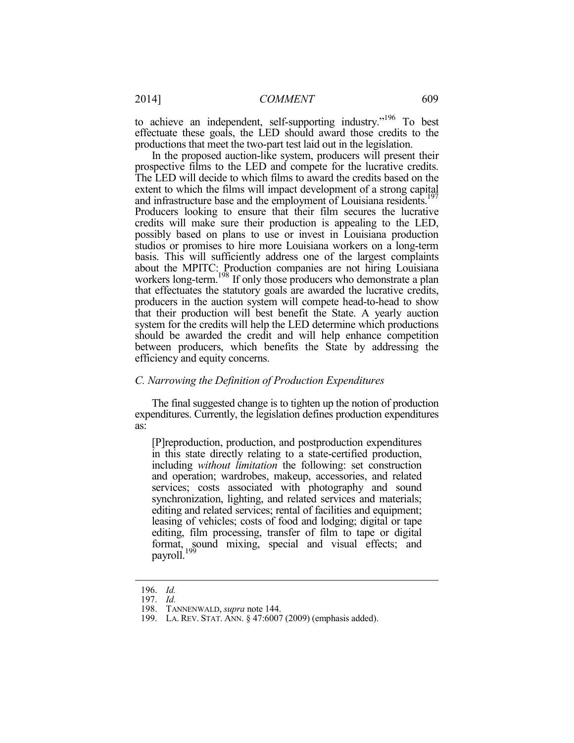to achieve an independent, self-supporting industry."[196] To best effectuate these goals, the LED should award those credits to the productions that meet the two-part test laid out in the legislation.

In the proposed auction-like system, producers will present their prospective films to the LED and compete for the lucrative credits. The LED will decide to which films to award the credits based on the extent to which the films will impact development of a strong capital and infrastructure base and the employment of Louisiana residents.[197] Producers looking to ensure that their film secures the lucrative credits will make sure their production is appealing to the LED, possibly based on plans to use or invest in Louisiana production studios or promises to hire more Louisiana workers on a long-term basis. This will sufficiently address one of the largest complaints about the MPITC: Production companies are not hiring Louisiana workers long-term.[198] If only those producers who demonstrate a plan that effectuates the statutory goals are awarded the lucrative credits, producers in the auction system will compete head-to-head to show that their production will best benefit the State. A yearly auction system for the credits will help the LED determine which productions should be awarded the credit and will help enhance competition between producers, which benefits the State by addressing the efficiency and equity concerns.

### *C. Narrowing the Definition of Production Expenditures*

The final suggested change is to tighten up the notion of production expenditures. Currently, the legislation defines production expenditures as:

> [P]reproduction, production, and postproduction expenditures in this state directly relating to a state-certified production, including *without limitation* the following: set construction and operation; wardrobes, makeup, accessories, and related services; costs associated with photography and sound synchronization, lighting, and related services and materials; editing and related services; rental of facilities and equipment; leasing of vehicles; costs of food and lodging; digital or tape editing, film processing, transfer of film to tape or digital format, sound mixing, special and visual effects; and payroll.[199]

---

196. *Id.*

197. *Id.*

198. TANNENWALD, *supra* note 144.

199. LA. REV. STAT. ANN. § 47:6007 (2009) (emphasis added).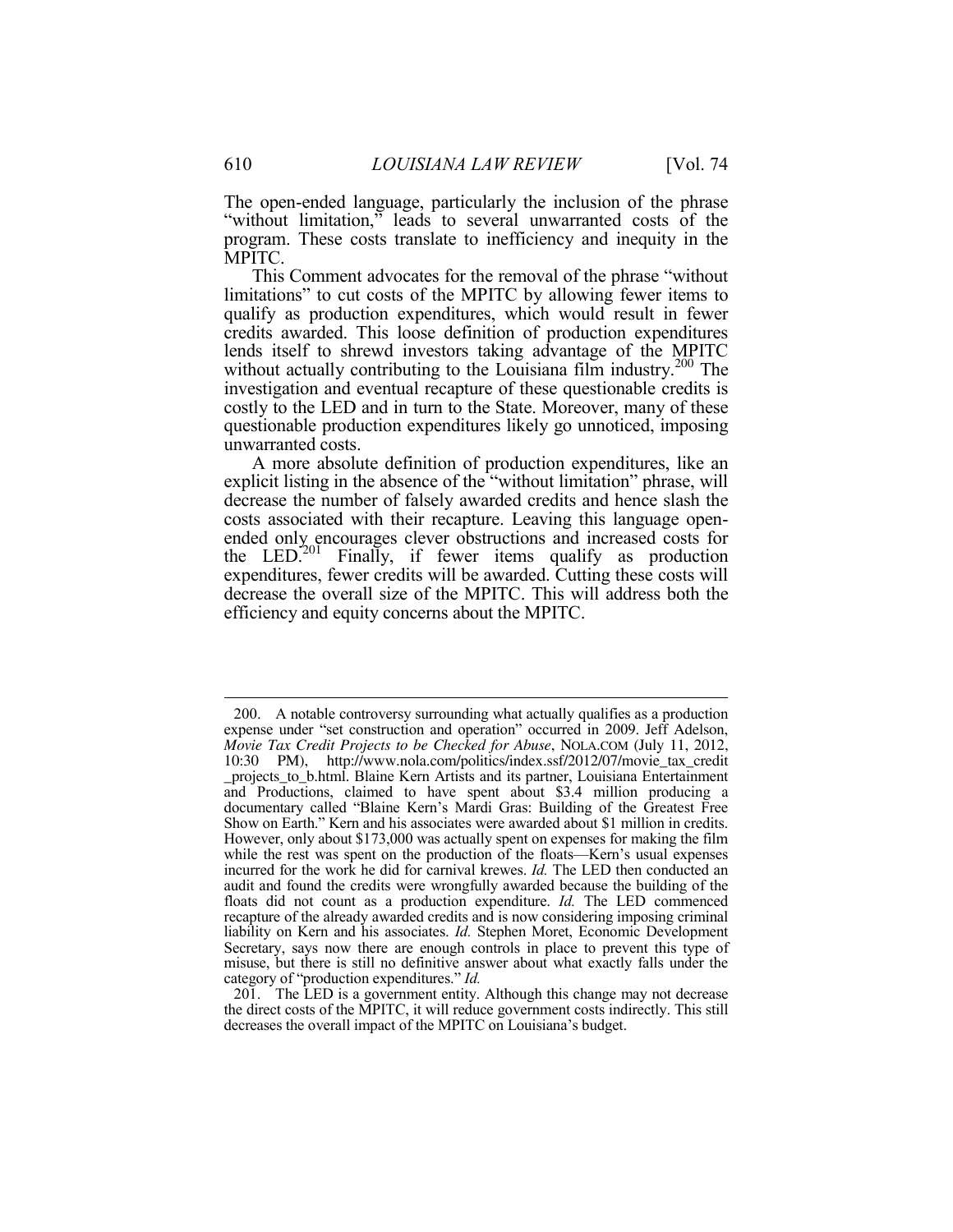The open-ended language, particularly the inclusion of the phrase "without limitation," leads to several unwarranted costs of the program. These costs translate to inefficiency and inequity in the MPITC.

This Comment advocates for the removal of the phrase "without limitations" to cut costs of the MPITC by allowing fewer items to qualify as production expenditures, which would result in fewer credits awarded. This loose definition of production expenditures lends itself to shrewd investors taking advantage of the MPITC without actually contributing to the Louisiana film industry.[200] The investigation and eventual recapture of these questionable credits is costly to the LED and in turn to the State. Moreover, many of these questionable production expenditures likely go unnoticed, imposing unwarranted costs.

A more absolute definition of production expenditures, like an explicit listing in the absence of the "without limitation" phrase, will decrease the number of falsely awarded credits and hence slash the costs associated with their recapture. Leaving this language open-ended only encourages clever obstructions and increased costs for the LED.[201] Finally, if fewer items qualify as production expenditures, fewer credits will be awarded. Cutting these costs will decrease the overall size of the MPITC. This will address both the efficiency and equity concerns about the MPITC.

---

200. A notable controversy surrounding what actually qualifies as a production expense under "set construction and operation" occurred in 2009. Jeff Adelson, *Movie Tax Credit Projects to be Checked for Abuse*, NOLA.COM (July 11, 2012, 10:30 PM), http://www.nola.com/politics/index.ssf/2012/07/movie_tax_credit_projects_to_b.html. Blaine Kern Artists and its partner, Louisiana Entertainment and Productions, claimed to have spent about $3.4 million producing a documentary called "Blaine Kern's Mardi Gras: Building of the Greatest Free Show on Earth." Kern and his associates were awarded about $1 million in credits. However, only about $173,000 was actually spent on expenses for making the film while the rest was spent on the production of the floats—Kern's usual expenses incurred for the work he did for carnival krewes. *Id.* The LED then conducted an audit and found the credits were wrongfully awarded because the building of the floats did not count as a production expenditure. *Id.* The LED commenced recapture of the already awarded credits and is now considering imposing criminal liability on Kern and his associates. *Id.* Stephen Moret, Economic Development Secretary, says now there are enough controls in place to prevent this type of misuse, but there is still no definitive answer about what exactly falls under the category of "production expenditures." *Id.*

201. The LED is a government entity. Although this change may not decrease the direct costs of the MPITC, it will reduce government costs indirectly. This still decreases the overall impact of the MPITC on Louisiana's budget.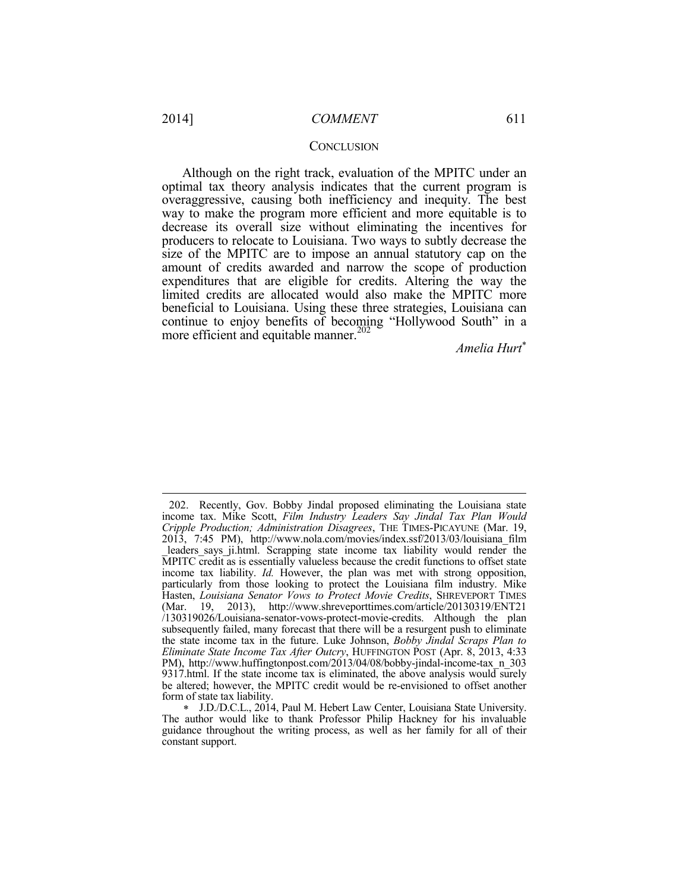## CONCLUSION

Although on the right track, evaluation of the MPITC under an optimal tax theory analysis indicates that the current program is overaggressive, causing both inefficiency and inequity. The best way to make the program more efficient and more equitable is to decrease its overall size without eliminating the incentives for producers to relocate to Louisiana. Two ways to subtly decrease the size of the MPITC are to impose an annual statutory cap on the amount of credits awarded and narrow the scope of production expenditures that are eligible for credits. Altering the way the limited credits are allocated would also make the MPITC more beneficial to Louisiana. Using these three strategies, Louisiana can continue to enjoy benefits of becoming "Hollywood South" in a more efficient and equitable manner.[202]

*Amelia Hurt*[*]

---

202. Recently, Gov. Bobby Jindal proposed eliminating the Louisiana state income tax. Mike Scott, *Film Industry Leaders Say Jindal Tax Plan Would Cripple Production; Administration Disagrees*, THE TIMES-PICAYUNE (Mar. 19, 2013, 7:45 PM), http://www.nola.com/movies/index.ssf/2013/03/louisiana_film_leaders_says_ji.html. Scrapping state income tax liability would render the MPITC credit as is essentially valueless because the credit functions to offset state income tax liability. *Id.* However, the plan was met with strong opposition, particularly from those looking to protect the Louisiana film industry. Mike Hasten, *Louisiana Senator Vows to Protect Movie Credits*, SHREVEPORT TIMES (Mar. 19, 2013), http://www.shreveporttimes.com/article/20130319/ENT21/130319026/Louisiana-senator-vows-protect-movie-credits. Although the plan subsequently failed, many forecast that there will be a resurgent push to eliminate the state income tax in the future. Luke Johnson, *Bobby Jindal Scraps Plan to Eliminate State Income Tax After Outcry*, HUFFINGTON POST (Apr. 8, 2013, 4:33 PM), http://www.huffingtonpost.com/2013/04/08/bobby-jindal-income-tax_n_3039317.html. If the state income tax is eliminated, the above analysis would surely be altered; however, the MPITC credit would be re-envisioned to offset another form of state tax liability.

\* J.D./D.C.L., 2014, Paul M. Hebert Law Center, Louisiana State University. The author would like to thank Professor Philip Hackney for his invaluable guidance throughout the writing process, as well as her family for all of their constant support.